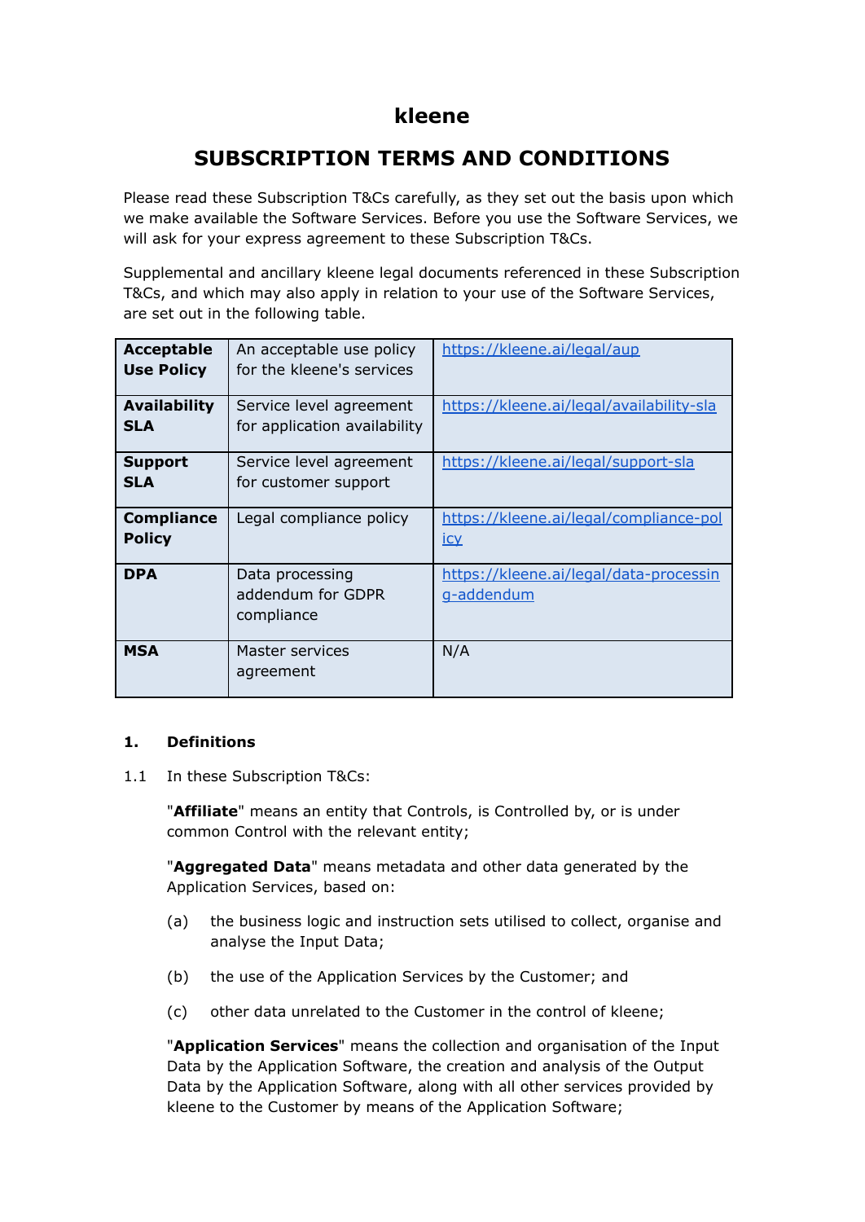# kleene

## SUBSCRIPTION TERMS AND CONDITIONS

Please read these Subscription T&Cs carefully, as they set out the basis upon which we make available the Software Services. Before you use the Software Services, we will ask for your express agreement to these Subscription T&Cs.

Supplemental and ancillary kleene legal documents referenced in these Subscription T&Cs, and which may also apply in relation to your use of the Software Services, are set out in the following table.

| | | |
|---|---|---|
| **Acceptable Use Policy** | An acceptable use policy for the kleene's services | https://kleene.ai/legal/aup |
| **Availability SLA** | Service level agreement for application availability | https://kleene.ai/legal/availability-sla |
| **Support SLA** | Service level agreement for customer support | https://kleene.ai/legal/support-sla |
| **Compliance Policy** | Legal compliance policy | https://kleene.ai/legal/compliance-policy |
| **DPA** | Data processing addendum for GDPR compliance | https://kleene.ai/legal/data-processing-addendum |
| **MSA** | Master services agreement | N/A |

### 1. Definitions

1.1 In these Subscription T&Cs:

"**Affiliate**" means an entity that Controls, is Controlled by, or is under common Control with the relevant entity;

"**Aggregated Data**" means metadata and other data generated by the Application Services, based on:

(a) the business logic and instruction sets utilised to collect, organise and analyse the Input Data;

(b) the use of the Application Services by the Customer; and

(c) other data unrelated to the Customer in the control of kleene;

"**Application Services**" means the collection and organisation of the Input Data by the Application Software, the creation and analysis of the Output Data by the Application Software, along with all other services provided by kleene to the Customer by means of the Application Software;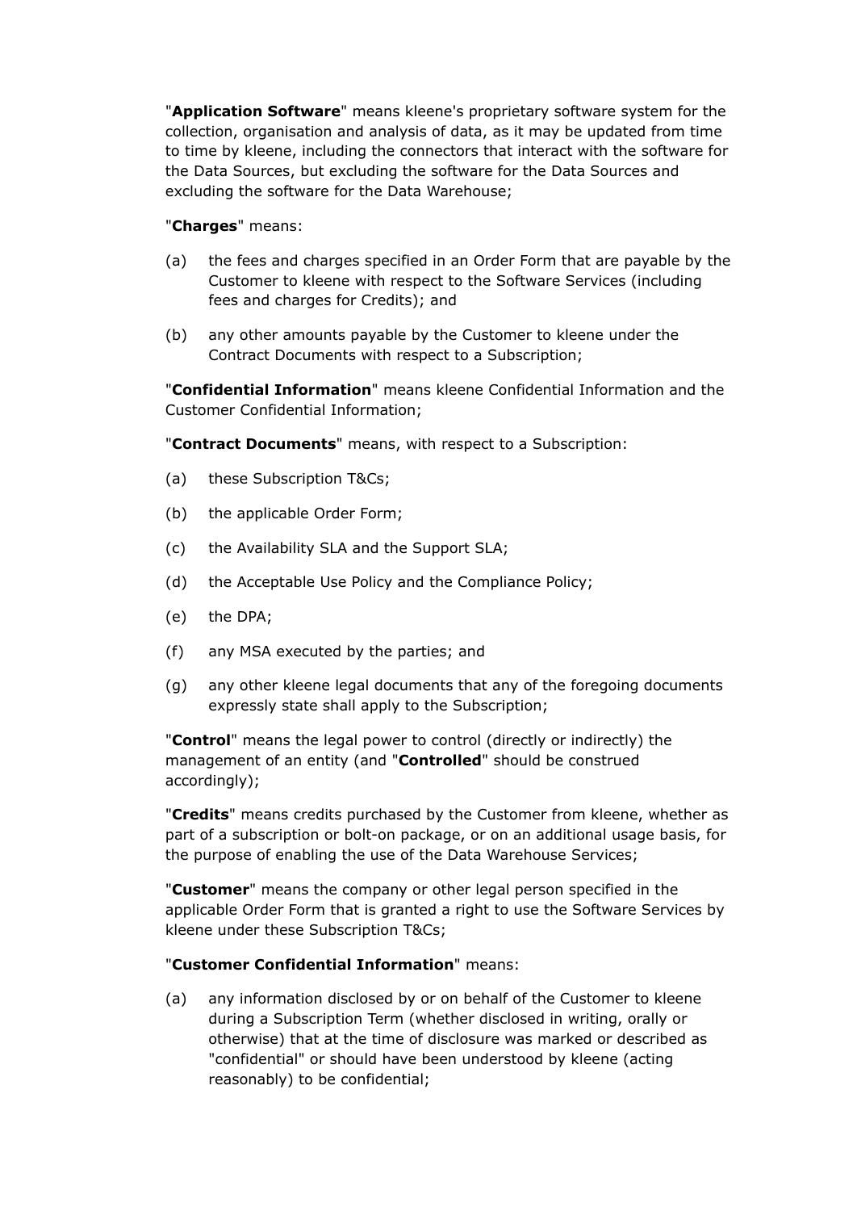"**Application Software**" means kleene's proprietary software system for the collection, organisation and analysis of data, as it may be updated from time to time by kleene, including the connectors that interact with the software for the Data Sources, but excluding the software for the Data Sources and excluding the software for the Data Warehouse;

"**Charges**" means:

(a) the fees and charges specified in an Order Form that are payable by the Customer to kleene with respect to the Software Services (including fees and charges for Credits); and

(b) any other amounts payable by the Customer to kleene under the Contract Documents with respect to a Subscription;

"**Confidential Information**" means kleene Confidential Information and the Customer Confidential Information;

"**Contract Documents**" means, with respect to a Subscription:

(a) these Subscription T&Cs;

(b) the applicable Order Form;

(c) the Availability SLA and the Support SLA;

(d) the Acceptable Use Policy and the Compliance Policy;

(e) the DPA;

(f) any MSA executed by the parties; and

(g) any other kleene legal documents that any of the foregoing documents expressly state shall apply to the Subscription;

"**Control**" means the legal power to control (directly or indirectly) the management of an entity (and "**Controlled**" should be construed accordingly);

"**Credits**" means credits purchased by the Customer from kleene, whether as part of a subscription or bolt-on package, or on an additional usage basis, for the purpose of enabling the use of the Data Warehouse Services;

"**Customer**" means the company or other legal person specified in the applicable Order Form that is granted a right to use the Software Services by kleene under these Subscription T&Cs;

"**Customer Confidential Information**" means:

(a) any information disclosed by or on behalf of the Customer to kleene during a Subscription Term (whether disclosed in writing, orally or otherwise) that at the time of disclosure was marked or described as "confidential" or should have been understood by kleene (acting reasonably) to be confidential;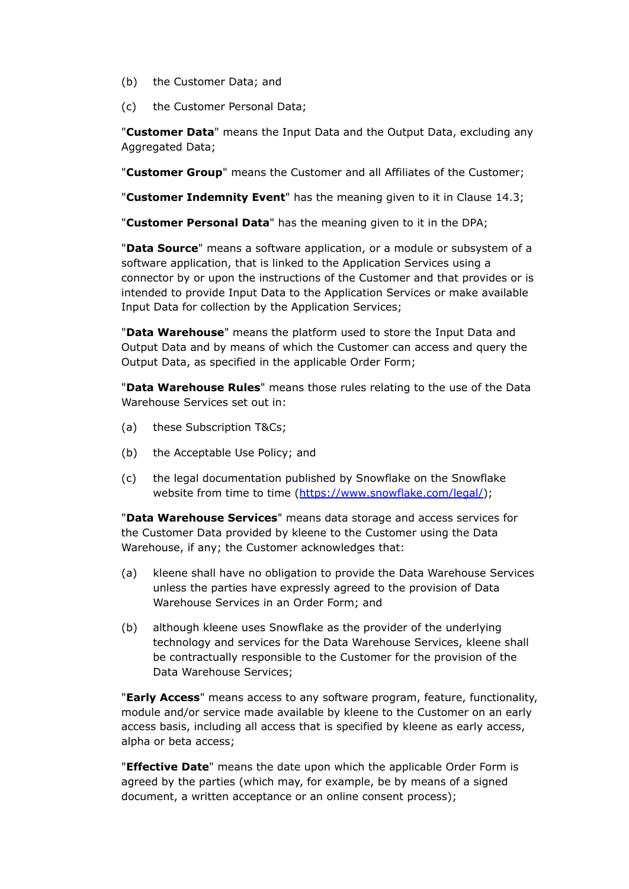(b) the Customer Data; and

(c) the Customer Personal Data;

"**Customer Data**" means the Input Data and the Output Data, excluding any Aggregated Data;

"**Customer Group**" means the Customer and all Affiliates of the Customer;

"**Customer Indemnity Event**" has the meaning given to it in Clause 14.3;

"**Customer Personal Data**" has the meaning given to it in the DPA;

"**Data Source**" means a software application, or a module or subsystem of a software application, that is linked to the Application Services using a connector by or upon the instructions of the Customer and that provides or is intended to provide Input Data to the Application Services or make available Input Data for collection by the Application Services;

"**Data Warehouse**" means the platform used to store the Input Data and Output Data and by means of which the Customer can access and query the Output Data, as specified in the applicable Order Form;

"**Data Warehouse Rules**" means those rules relating to the use of the Data Warehouse Services set out in:

(a) these Subscription T&Cs;

(b) the Acceptable Use Policy; and

(c) the legal documentation published by Snowflake on the Snowflake website from time to time ([https://www.snowflake.com/legal/](https://www.snowflake.com/legal/));

"**Data Warehouse Services**" means data storage and access services for the Customer Data provided by kleene to the Customer using the Data Warehouse, if any; the Customer acknowledges that:

(a) kleene shall have no obligation to provide the Data Warehouse Services unless the parties have expressly agreed to the provision of Data Warehouse Services in an Order Form; and

(b) although kleene uses Snowflake as the provider of the underlying technology and services for the Data Warehouse Services, kleene shall be contractually responsible to the Customer for the provision of the Data Warehouse Services;

"**Early Access**" means access to any software program, feature, functionality, module and/or service made available by kleene to the Customer on an early access basis, including all access that is specified by kleene as early access, alpha or beta access;

"**Effective Date**" means the date upon which the applicable Order Form is agreed by the parties (which may, for example, be by means of a signed document, a written acceptance or an online consent process);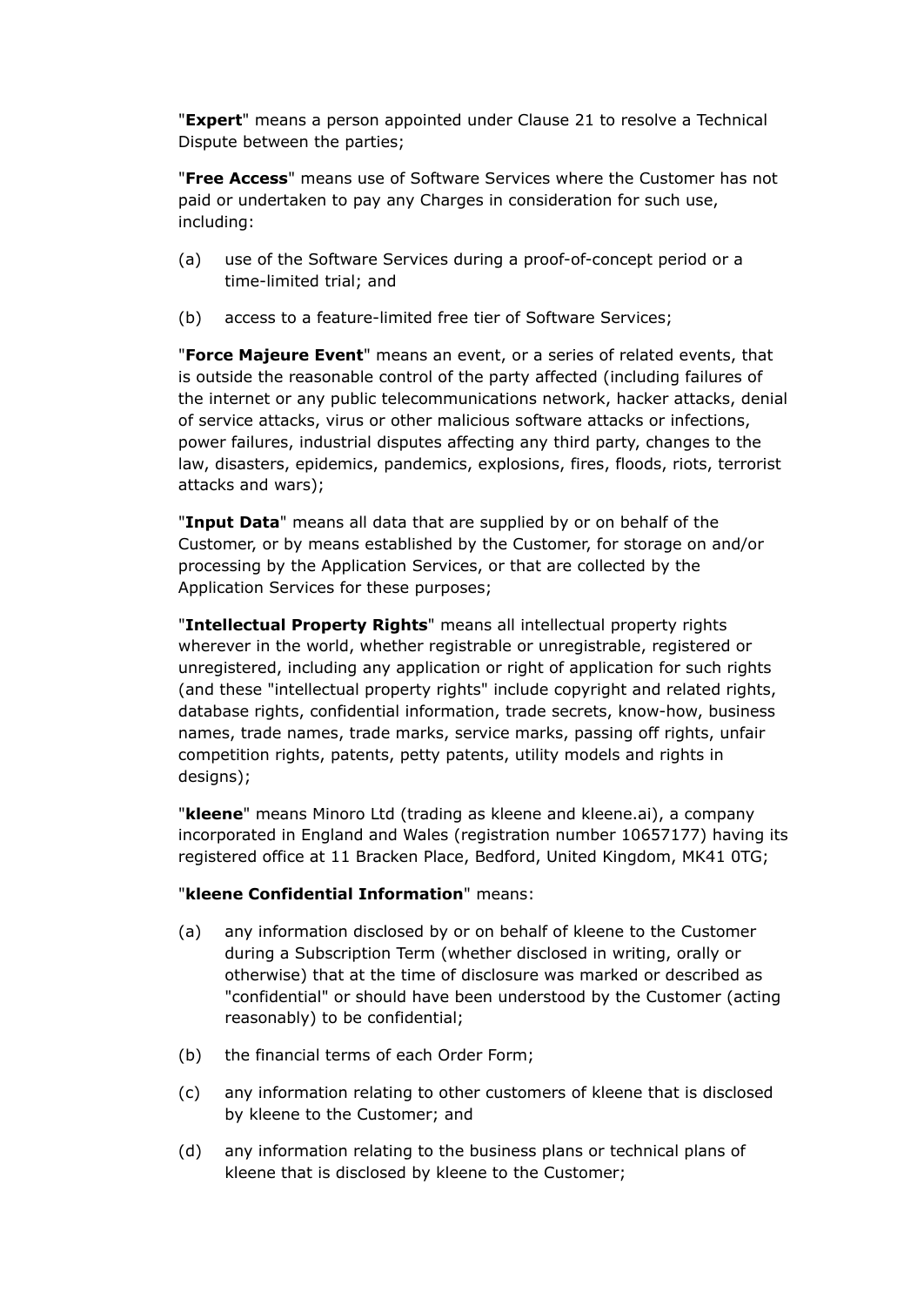"**Expert**" means a person appointed under Clause 21 to resolve a Technical Dispute between the parties;

"**Free Access**" means use of Software Services where the Customer has not paid or undertaken to pay any Charges in consideration for such use, including:

(a) use of the Software Services during a proof-of-concept period or a time-limited trial; and

(b) access to a feature-limited free tier of Software Services;

"**Force Majeure Event**" means an event, or a series of related events, that is outside the reasonable control of the party affected (including failures of the internet or any public telecommunications network, hacker attacks, denial of service attacks, virus or other malicious software attacks or infections, power failures, industrial disputes affecting any third party, changes to the law, disasters, epidemics, pandemics, explosions, fires, floods, riots, terrorist attacks and wars);

"**Input Data**" means all data that are supplied by or on behalf of the Customer, or by means established by the Customer, for storage on and/or processing by the Application Services, or that are collected by the Application Services for these purposes;

"**Intellectual Property Rights**" means all intellectual property rights wherever in the world, whether registrable or unregistrable, registered or unregistered, including any application or right of application for such rights (and these "intellectual property rights" include copyright and related rights, database rights, confidential information, trade secrets, know-how, business names, trade names, trade marks, service marks, passing off rights, unfair competition rights, patents, petty patents, utility models and rights in designs);

"**kleene**" means Minoro Ltd (trading as kleene and kleene.ai), a company incorporated in England and Wales (registration number 10657177) having its registered office at 11 Bracken Place, Bedford, United Kingdom, MK41 0TG;

"**kleene Confidential Information**" means:

(a) any information disclosed by or on behalf of kleene to the Customer during a Subscription Term (whether disclosed in writing, orally or otherwise) that at the time of disclosure was marked or described as "confidential" or should have been understood by the Customer (acting reasonably) to be confidential;

(b) the financial terms of each Order Form;

(c) any information relating to other customers of kleene that is disclosed by kleene to the Customer; and

(d) any information relating to the business plans or technical plans of kleene that is disclosed by kleene to the Customer;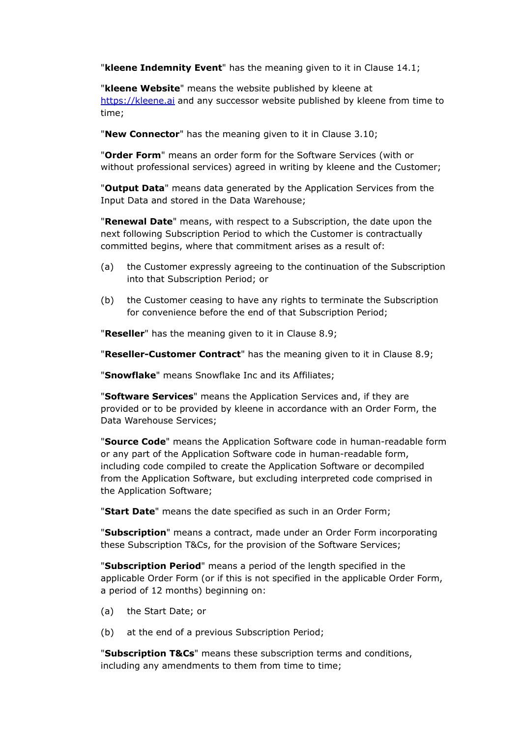"**kleene Indemnity Event**" has the meaning given to it in Clause 14.1;

"**kleene Website**" means the website published by kleene at [https://kleene.ai](https://kleene.ai) and any successor website published by kleene from time to time;

"**New Connector**" has the meaning given to it in Clause 3.10;

"**Order Form**" means an order form for the Software Services (with or without professional services) agreed in writing by kleene and the Customer;

"**Output Data**" means data generated by the Application Services from the Input Data and stored in the Data Warehouse;

"**Renewal Date**" means, with respect to a Subscription, the date upon the next following Subscription Period to which the Customer is contractually committed begins, where that commitment arises as a result of:

(a) the Customer expressly agreeing to the continuation of the Subscription into that Subscription Period; or

(b) the Customer ceasing to have any rights to terminate the Subscription for convenience before the end of that Subscription Period;

"**Reseller**" has the meaning given to it in Clause 8.9;

"**Reseller-Customer Contract**" has the meaning given to it in Clause 8.9;

"**Snowflake**" means Snowflake Inc and its Affiliates;

"**Software Services**" means the Application Services and, if they are provided or to be provided by kleene in accordance with an Order Form, the Data Warehouse Services;

"**Source Code**" means the Application Software code in human-readable form or any part of the Application Software code in human-readable form, including code compiled to create the Application Software or decompiled from the Application Software, but excluding interpreted code comprised in the Application Software;

"**Start Date**" means the date specified as such in an Order Form;

"**Subscription**" means a contract, made under an Order Form incorporating these Subscription T&Cs, for the provision of the Software Services;

"**Subscription Period**" means a period of the length specified in the applicable Order Form (or if this is not specified in the applicable Order Form, a period of 12 months) beginning on:

(a) the Start Date; or

(b) at the end of a previous Subscription Period;

"**Subscription T&Cs**" means these subscription terms and conditions, including any amendments to them from time to time;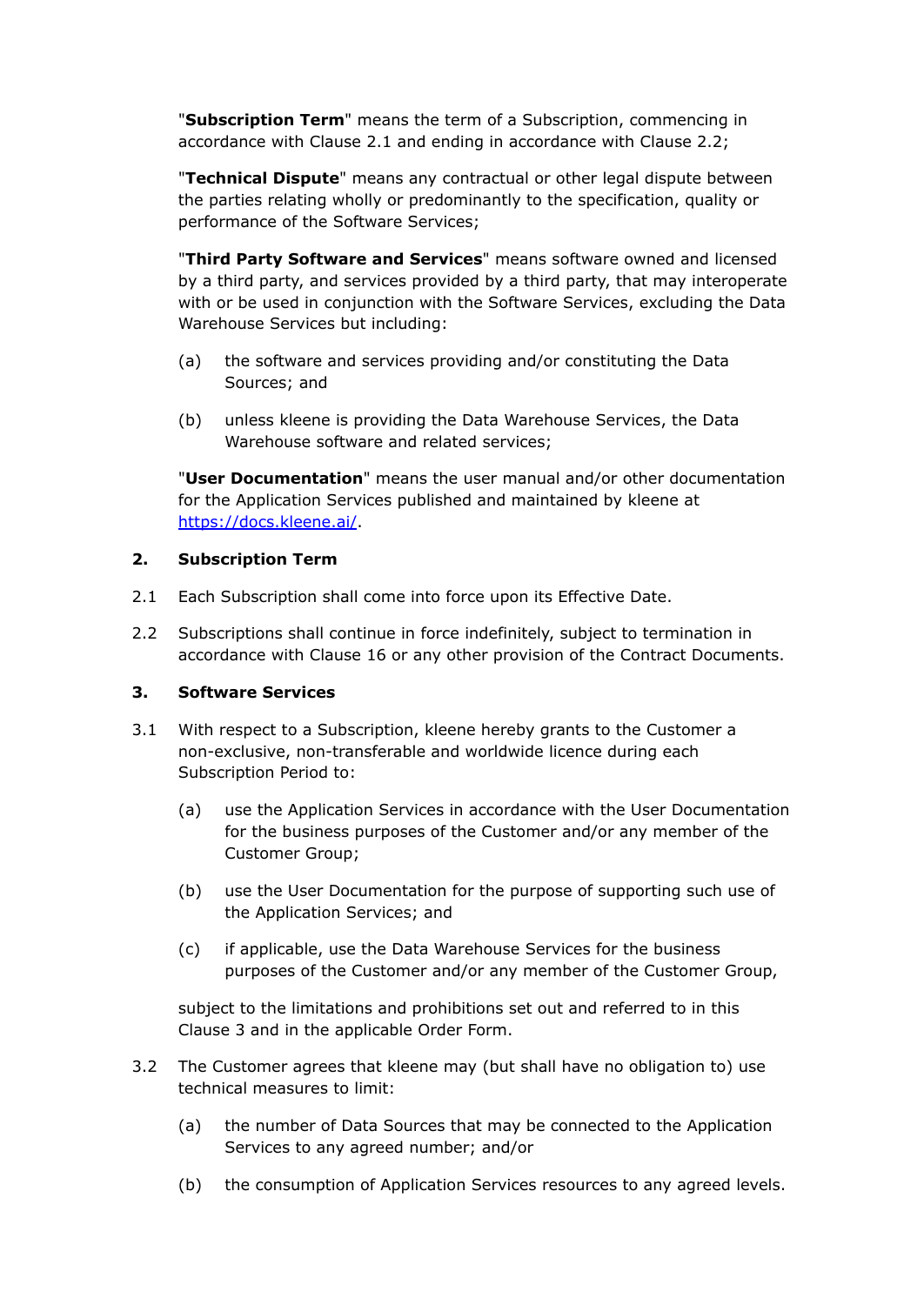"**Subscription Term**" means the term of a Subscription, commencing in accordance with Clause 2.1 and ending in accordance with Clause 2.2;

"**Technical Dispute**" means any contractual or other legal dispute between the parties relating wholly or predominantly to the specification, quality or performance of the Software Services;

"**Third Party Software and Services**" means software owned and licensed by a third party, and services provided by a third party, that may interoperate with or be used in conjunction with the Software Services, excluding the Data Warehouse Services but including:

(a) the software and services providing and/or constituting the Data Sources; and

(b) unless kleene is providing the Data Warehouse Services, the Data Warehouse software and related services;

"**User Documentation**" means the user manual and/or other documentation for the Application Services published and maintained by kleene at [https://docs.kleene.ai/](https://docs.kleene.ai/).

## 2. Subscription Term

2.1 Each Subscription shall come into force upon its Effective Date.

2.2 Subscriptions shall continue in force indefinitely, subject to termination in accordance with Clause 16 or any other provision of the Contract Documents.

## 3. Software Services

3.1 With respect to a Subscription, kleene hereby grants to the Customer a non-exclusive, non-transferable and worldwide licence during each Subscription Period to:

(a) use the Application Services in accordance with the User Documentation for the business purposes of the Customer and/or any member of the Customer Group;

(b) use the User Documentation for the purpose of supporting such use of the Application Services; and

(c) if applicable, use the Data Warehouse Services for the business purposes of the Customer and/or any member of the Customer Group,

subject to the limitations and prohibitions set out and referred to in this Clause 3 and in the applicable Order Form.

3.2 The Customer agrees that kleene may (but shall have no obligation to) use technical measures to limit:

(a) the number of Data Sources that may be connected to the Application Services to any agreed number; and/or

(b) the consumption of Application Services resources to any agreed levels.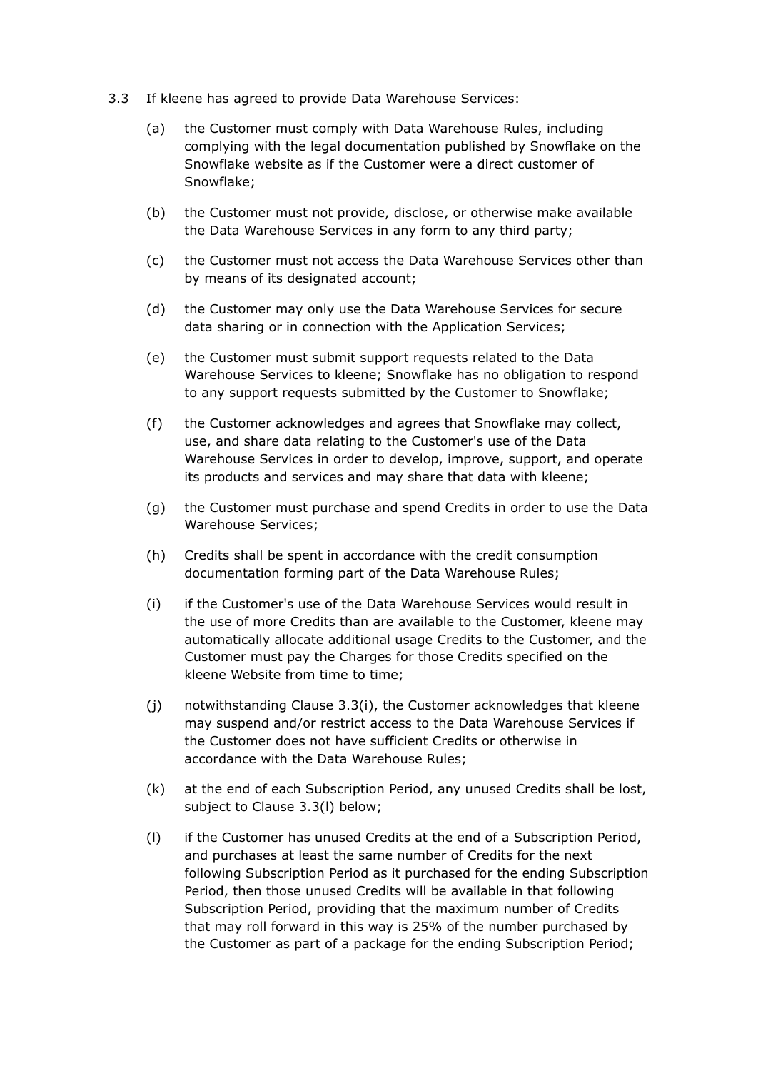3.3 If kleene has agreed to provide Data Warehouse Services:

(a) the Customer must comply with Data Warehouse Rules, including complying with the legal documentation published by Snowflake on the Snowflake website as if the Customer were a direct customer of Snowflake;

(b) the Customer must not provide, disclose, or otherwise make available the Data Warehouse Services in any form to any third party;

(c) the Customer must not access the Data Warehouse Services other than by means of its designated account;

(d) the Customer may only use the Data Warehouse Services for secure data sharing or in connection with the Application Services;

(e) the Customer must submit support requests related to the Data Warehouse Services to kleene; Snowflake has no obligation to respond to any support requests submitted by the Customer to Snowflake;

(f) the Customer acknowledges and agrees that Snowflake may collect, use, and share data relating to the Customer's use of the Data Warehouse Services in order to develop, improve, support, and operate its products and services and may share that data with kleene;

(g) the Customer must purchase and spend Credits in order to use the Data Warehouse Services;

(h) Credits shall be spent in accordance with the credit consumption documentation forming part of the Data Warehouse Rules;

(i) if the Customer's use of the Data Warehouse Services would result in the use of more Credits than are available to the Customer, kleene may automatically allocate additional usage Credits to the Customer, and the Customer must pay the Charges for those Credits specified on the kleene Website from time to time;

(j) notwithstanding Clause 3.3(i), the Customer acknowledges that kleene may suspend and/or restrict access to the Data Warehouse Services if the Customer does not have sufficient Credits or otherwise in accordance with the Data Warehouse Rules;

(k) at the end of each Subscription Period, any unused Credits shall be lost, subject to Clause 3.3(l) below;

(l) if the Customer has unused Credits at the end of a Subscription Period, and purchases at least the same number of Credits for the next following Subscription Period as it purchased for the ending Subscription Period, then those unused Credits will be available in that following Subscription Period, providing that the maximum number of Credits that may roll forward in this way is 25% of the number purchased by the Customer as part of a package for the ending Subscription Period;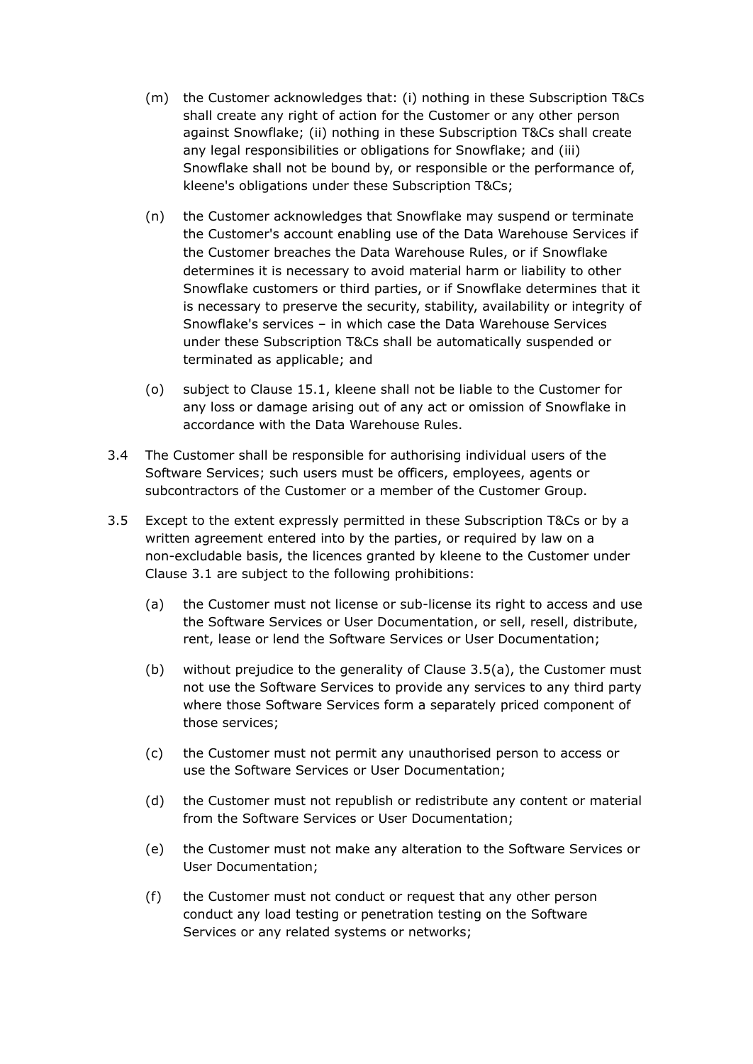(m) the Customer acknowledges that: (i) nothing in these Subscription T&Cs shall create any right of action for the Customer or any other person against Snowflake; (ii) nothing in these Subscription T&Cs shall create any legal responsibilities or obligations for Snowflake; and (iii) Snowflake shall not be bound by, or responsible or the performance of, kleene's obligations under these Subscription T&Cs;

(n) the Customer acknowledges that Snowflake may suspend or terminate the Customer's account enabling use of the Data Warehouse Services if the Customer breaches the Data Warehouse Rules, or if Snowflake determines it is necessary to avoid material harm or liability to other Snowflake customers or third parties, or if Snowflake determines that it is necessary to preserve the security, stability, availability or integrity of Snowflake's services – in which case the Data Warehouse Services under these Subscription T&Cs shall be automatically suspended or terminated as applicable; and

(o) subject to Clause 15.1, kleene shall not be liable to the Customer for any loss or damage arising out of any act or omission of Snowflake in accordance with the Data Warehouse Rules.

3.4 The Customer shall be responsible for authorising individual users of the Software Services; such users must be officers, employees, agents or subcontractors of the Customer or a member of the Customer Group.

3.5 Except to the extent expressly permitted in these Subscription T&Cs or by a written agreement entered into by the parties, or required by law on a non-excludable basis, the licences granted by kleene to the Customer under Clause 3.1 are subject to the following prohibitions:

(a) the Customer must not license or sub-license its right to access and use the Software Services or User Documentation, or sell, resell, distribute, rent, lease or lend the Software Services or User Documentation;

(b) without prejudice to the generality of Clause 3.5(a), the Customer must not use the Software Services to provide any services to any third party where those Software Services form a separately priced component of those services;

(c) the Customer must not permit any unauthorised person to access or use the Software Services or User Documentation;

(d) the Customer must not republish or redistribute any content or material from the Software Services or User Documentation;

(e) the Customer must not make any alteration to the Software Services or User Documentation;

(f) the Customer must not conduct or request that any other person conduct any load testing or penetration testing on the Software Services or any related systems or networks;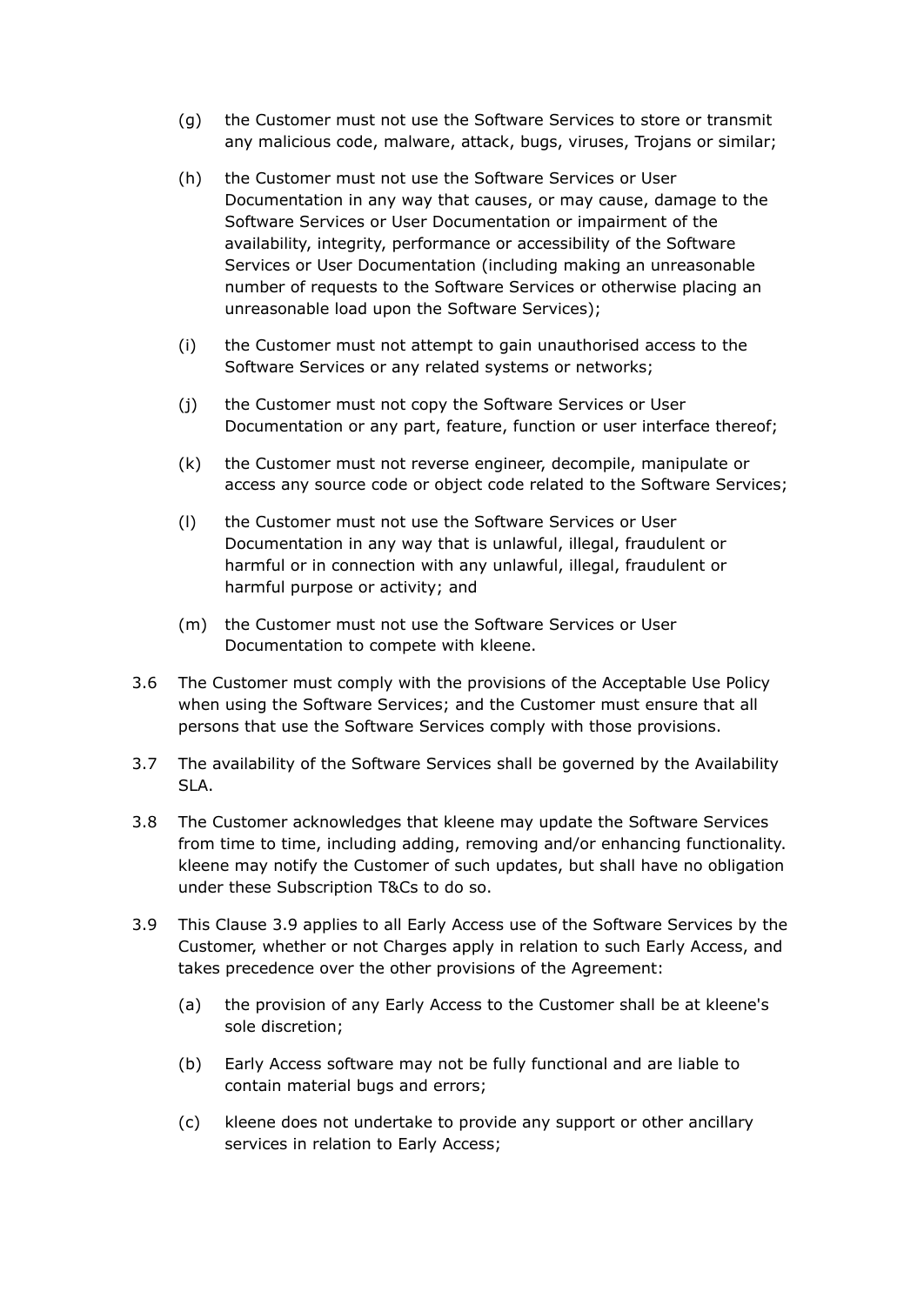(g) the Customer must not use the Software Services to store or transmit any malicious code, malware, attack, bugs, viruses, Trojans or similar;

(h) the Customer must not use the Software Services or User Documentation in any way that causes, or may cause, damage to the Software Services or User Documentation or impairment of the availability, integrity, performance or accessibility of the Software Services or User Documentation (including making an unreasonable number of requests to the Software Services or otherwise placing an unreasonable load upon the Software Services);

(i) the Customer must not attempt to gain unauthorised access to the Software Services or any related systems or networks;

(j) the Customer must not copy the Software Services or User Documentation or any part, feature, function or user interface thereof;

(k) the Customer must not reverse engineer, decompile, manipulate or access any source code or object code related to the Software Services;

(l) the Customer must not use the Software Services or User Documentation in any way that is unlawful, illegal, fraudulent or harmful or in connection with any unlawful, illegal, fraudulent or harmful purpose or activity; and

(m) the Customer must not use the Software Services or User Documentation to compete with kleene.

3.6 The Customer must comply with the provisions of the Acceptable Use Policy when using the Software Services; and the Customer must ensure that all persons that use the Software Services comply with those provisions.

3.7 The availability of the Software Services shall be governed by the Availability SLA.

3.8 The Customer acknowledges that kleene may update the Software Services from time to time, including adding, removing and/or enhancing functionality. kleene may notify the Customer of such updates, but shall have no obligation under these Subscription T&Cs to do so.

3.9 This Clause 3.9 applies to all Early Access use of the Software Services by the Customer, whether or not Charges apply in relation to such Early Access, and takes precedence over the other provisions of the Agreement:

(a) the provision of any Early Access to the Customer shall be at kleene's sole discretion;

(b) Early Access software may not be fully functional and are liable to contain material bugs and errors;

(c) kleene does not undertake to provide any support or other ancillary services in relation to Early Access;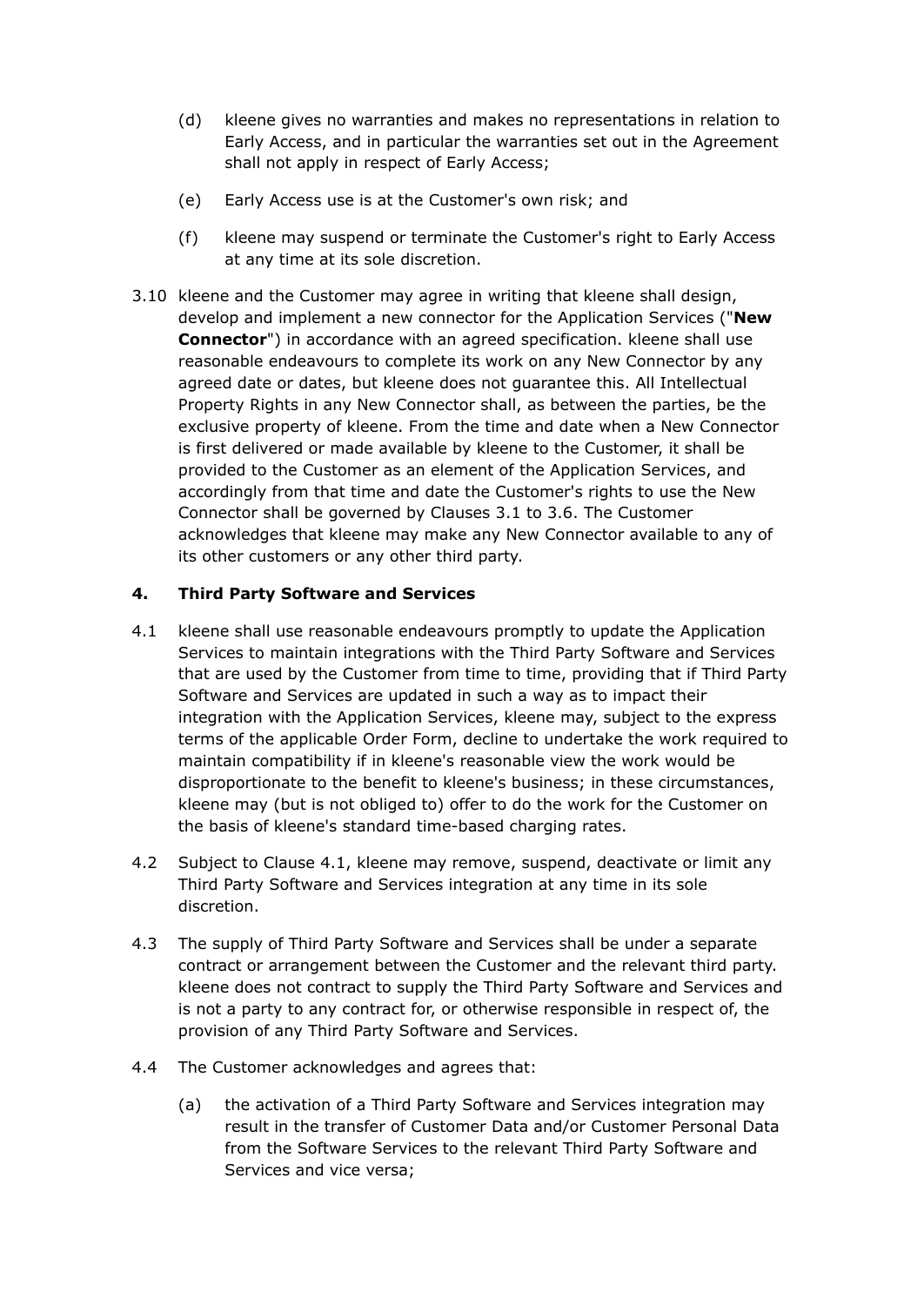(d) kleene gives no warranties and makes no representations in relation to Early Access, and in particular the warranties set out in the Agreement shall not apply in respect of Early Access;

(e) Early Access use is at the Customer's own risk; and

(f) kleene may suspend or terminate the Customer's right to Early Access at any time at its sole discretion.

3.10 kleene and the Customer may agree in writing that kleene shall design, develop and implement a new connector for the Application Services ("**New Connector**") in accordance with an agreed specification. kleene shall use reasonable endeavours to complete its work on any New Connector by any agreed date or dates, but kleene does not guarantee this. All Intellectual Property Rights in any New Connector shall, as between the parties, be the exclusive property of kleene. From the time and date when a New Connector is first delivered or made available by kleene to the Customer, it shall be provided to the Customer as an element of the Application Services, and accordingly from that time and date the Customer's rights to use the New Connector shall be governed by Clauses 3.1 to 3.6. The Customer acknowledges that kleene may make any New Connector available to any of its other customers or any other third party.

## 4. Third Party Software and Services

4.1 kleene shall use reasonable endeavours promptly to update the Application Services to maintain integrations with the Third Party Software and Services that are used by the Customer from time to time, providing that if Third Party Software and Services are updated in such a way as to impact their integration with the Application Services, kleene may, subject to the express terms of the applicable Order Form, decline to undertake the work required to maintain compatibility if in kleene's reasonable view the work would be disproportionate to the benefit to kleene's business; in these circumstances, kleene may (but is not obliged to) offer to do the work for the Customer on the basis of kleene's standard time-based charging rates.

4.2 Subject to Clause 4.1, kleene may remove, suspend, deactivate or limit any Third Party Software and Services integration at any time in its sole discretion.

4.3 The supply of Third Party Software and Services shall be under a separate contract or arrangement between the Customer and the relevant third party. kleene does not contract to supply the Third Party Software and Services and is not a party to any contract for, or otherwise responsible in respect of, the provision of any Third Party Software and Services.

4.4 The Customer acknowledges and agrees that:

(a) the activation of a Third Party Software and Services integration may result in the transfer of Customer Data and/or Customer Personal Data from the Software Services to the relevant Third Party Software and Services and vice versa;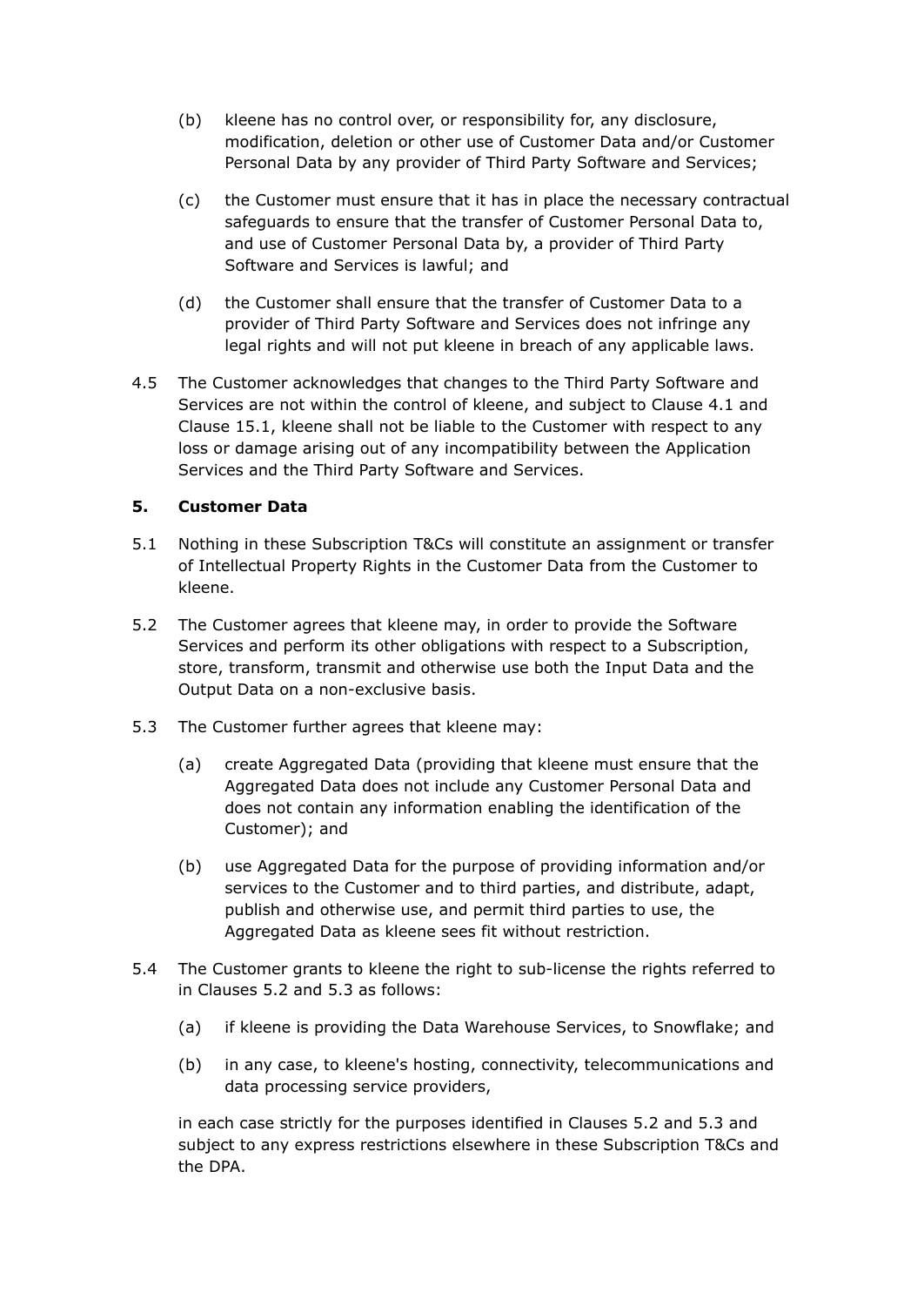(b) kleene has no control over, or responsibility for, any disclosure, modification, deletion or other use of Customer Data and/or Customer Personal Data by any provider of Third Party Software and Services;

(c) the Customer must ensure that it has in place the necessary contractual safeguards to ensure that the transfer of Customer Personal Data to, and use of Customer Personal Data by, a provider of Third Party Software and Services is lawful; and

(d) the Customer shall ensure that the transfer of Customer Data to a provider of Third Party Software and Services does not infringe any legal rights and will not put kleene in breach of any applicable laws.

4.5 The Customer acknowledges that changes to the Third Party Software and Services are not within the control of kleene, and subject to Clause 4.1 and Clause 15.1, kleene shall not be liable to the Customer with respect to any loss or damage arising out of any incompatibility between the Application Services and the Third Party Software and Services.

## 5. Customer Data

5.1 Nothing in these Subscription T&Cs will constitute an assignment or transfer of Intellectual Property Rights in the Customer Data from the Customer to kleene.

5.2 The Customer agrees that kleene may, in order to provide the Software Services and perform its other obligations with respect to a Subscription, store, transform, transmit and otherwise use both the Input Data and the Output Data on a non-exclusive basis.

5.3 The Customer further agrees that kleene may:

(a) create Aggregated Data (providing that kleene must ensure that the Aggregated Data does not include any Customer Personal Data and does not contain any information enabling the identification of the Customer); and

(b) use Aggregated Data for the purpose of providing information and/or services to the Customer and to third parties, and distribute, adapt, publish and otherwise use, and permit third parties to use, the Aggregated Data as kleene sees fit without restriction.

5.4 The Customer grants to kleene the right to sub-license the rights referred to in Clauses 5.2 and 5.3 as follows:

(a) if kleene is providing the Data Warehouse Services, to Snowflake; and

(b) in any case, to kleene's hosting, connectivity, telecommunications and data processing service providers,

in each case strictly for the purposes identified in Clauses 5.2 and 5.3 and subject to any express restrictions elsewhere in these Subscription T&Cs and the DPA.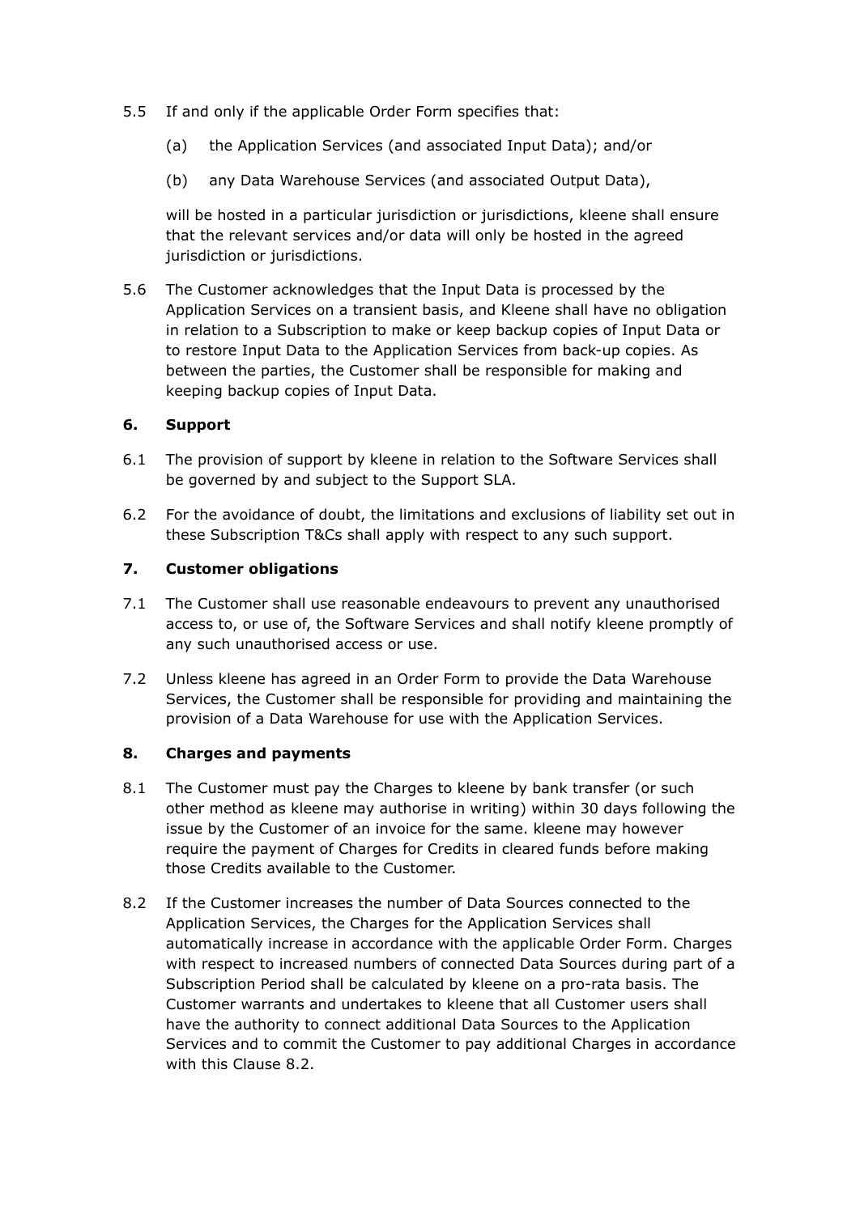5.5 If and only if the applicable Order Form specifies that:

(a) the Application Services (and associated Input Data); and/or

(b) any Data Warehouse Services (and associated Output Data),

will be hosted in a particular jurisdiction or jurisdictions, kleene shall ensure that the relevant services and/or data will only be hosted in the agreed jurisdiction or jurisdictions.

5.6 The Customer acknowledges that the Input Data is processed by the Application Services on a transient basis, and Kleene shall have no obligation in relation to a Subscription to make or keep backup copies of Input Data or to restore Input Data to the Application Services from back-up copies. As between the parties, the Customer shall be responsible for making and keeping backup copies of Input Data.

## 6. Support

6.1 The provision of support by kleene in relation to the Software Services shall be governed by and subject to the Support SLA.

6.2 For the avoidance of doubt, the limitations and exclusions of liability set out in these Subscription T&Cs shall apply with respect to any such support.

## 7. Customer obligations

7.1 The Customer shall use reasonable endeavours to prevent any unauthorised access to, or use of, the Software Services and shall notify kleene promptly of any such unauthorised access or use.

7.2 Unless kleene has agreed in an Order Form to provide the Data Warehouse Services, the Customer shall be responsible for providing and maintaining the provision of a Data Warehouse for use with the Application Services.

## 8. Charges and payments

8.1 The Customer must pay the Charges to kleene by bank transfer (or such other method as kleene may authorise in writing) within 30 days following the issue by the Customer of an invoice for the same. kleene may however require the payment of Charges for Credits in cleared funds before making those Credits available to the Customer.

8.2 If the Customer increases the number of Data Sources connected to the Application Services, the Charges for the Application Services shall automatically increase in accordance with the applicable Order Form. Charges with respect to increased numbers of connected Data Sources during part of a Subscription Period shall be calculated by kleene on a pro-rata basis. The Customer warrants and undertakes to kleene that all Customer users shall have the authority to connect additional Data Sources to the Application Services and to commit the Customer to pay additional Charges in accordance with this Clause 8.2.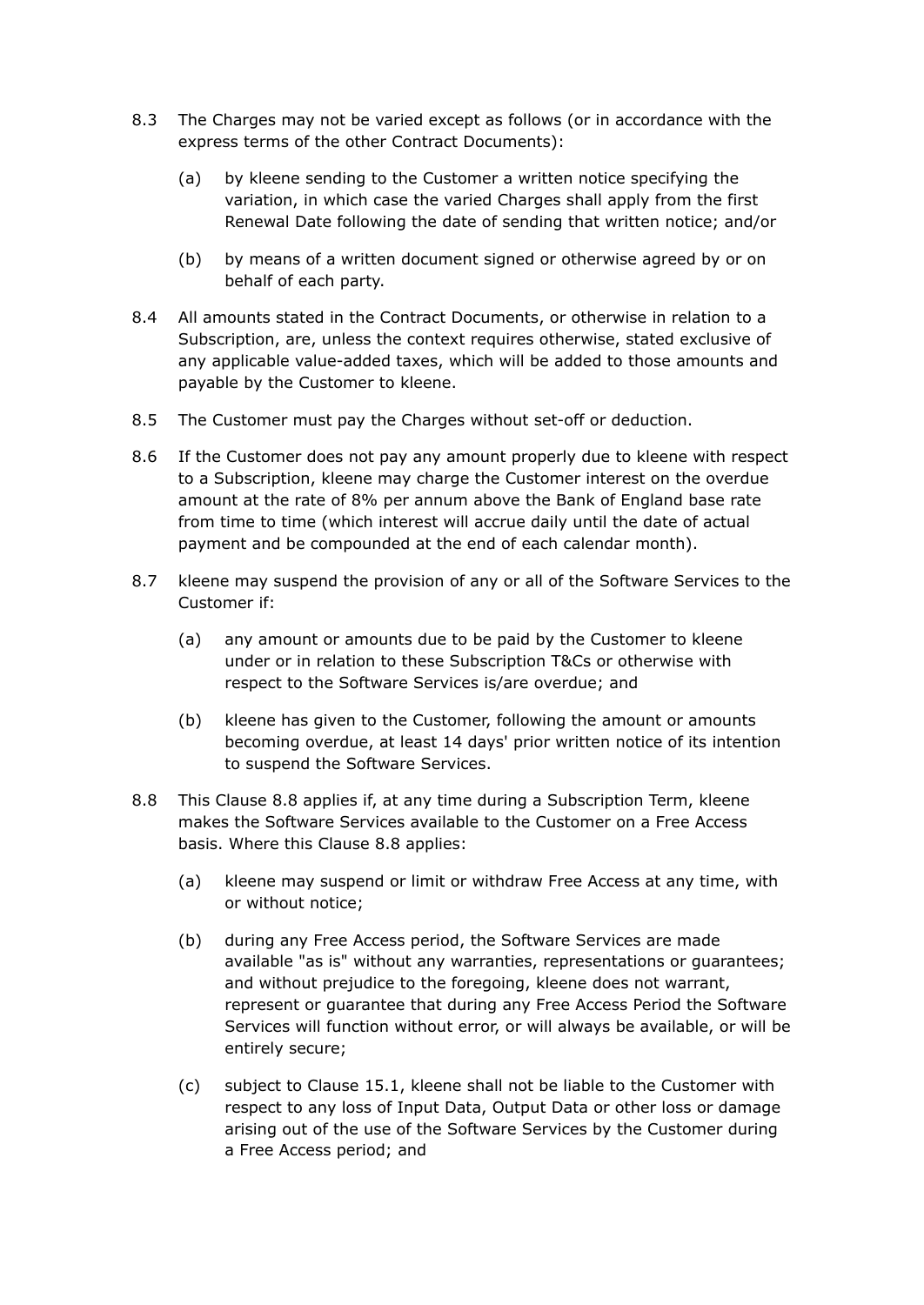8.3 The Charges may not be varied except as follows (or in accordance with the express terms of the other Contract Documents):

    (a) by kleene sending to the Customer a written notice specifying the variation, in which case the varied Charges shall apply from the first Renewal Date following the date of sending that written notice; and/or

    (b) by means of a written document signed or otherwise agreed by or on behalf of each party.

8.4 All amounts stated in the Contract Documents, or otherwise in relation to a Subscription, are, unless the context requires otherwise, stated exclusive of any applicable value-added taxes, which will be added to those amounts and payable by the Customer to kleene.

8.5 The Customer must pay the Charges without set-off or deduction.

8.6 If the Customer does not pay any amount properly due to kleene with respect to a Subscription, kleene may charge the Customer interest on the overdue amount at the rate of 8% per annum above the Bank of England base rate from time to time (which interest will accrue daily until the date of actual payment and be compounded at the end of each calendar month).

8.7 kleene may suspend the provision of any or all of the Software Services to the Customer if:

    (a) any amount or amounts due to be paid by the Customer to kleene under or in relation to these Subscription T&Cs or otherwise with respect to the Software Services is/are overdue; and

    (b) kleene has given to the Customer, following the amount or amounts becoming overdue, at least 14 days' prior written notice of its intention to suspend the Software Services.

8.8 This Clause 8.8 applies if, at any time during a Subscription Term, kleene makes the Software Services available to the Customer on a Free Access basis. Where this Clause 8.8 applies:

    (a) kleene may suspend or limit or withdraw Free Access at any time, with or without notice;

    (b) during any Free Access period, the Software Services are made available "as is" without any warranties, representations or guarantees; and without prejudice to the foregoing, kleene does not warrant, represent or guarantee that during any Free Access Period the Software Services will function without error, or will always be available, or will be entirely secure;

    (c) subject to Clause 15.1, kleene shall not be liable to the Customer with respect to any loss of Input Data, Output Data or other loss or damage arising out of the use of the Software Services by the Customer during a Free Access period; and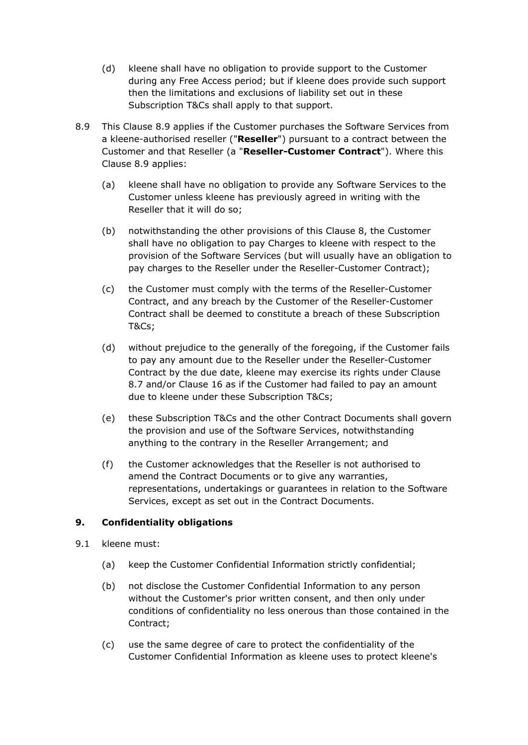(d) kleene shall have no obligation to provide support to the Customer during any Free Access period; but if kleene does provide such support then the limitations and exclusions of liability set out in these Subscription T&Cs shall apply to that support.

8.9 This Clause 8.9 applies if the Customer purchases the Software Services from a kleene-authorised reseller ("**Reseller**") pursuant to a contract between the Customer and that Reseller (a "**Reseller-Customer Contract**"). Where this Clause 8.9 applies:

(a) kleene shall have no obligation to provide any Software Services to the Customer unless kleene has previously agreed in writing with the Reseller that it will do so;

(b) notwithstanding the other provisions of this Clause 8, the Customer shall have no obligation to pay Charges to kleene with respect to the provision of the Software Services (but will usually have an obligation to pay charges to the Reseller under the Reseller-Customer Contract);

(c) the Customer must comply with the terms of the Reseller-Customer Contract, and any breach by the Customer of the Reseller-Customer Contract shall be deemed to constitute a breach of these Subscription T&Cs;

(d) without prejudice to the generally of the foregoing, if the Customer fails to pay any amount due to the Reseller under the Reseller-Customer Contract by the due date, kleene may exercise its rights under Clause 8.7 and/or Clause 16 as if the Customer had failed to pay an amount due to kleene under these Subscription T&Cs;

(e) these Subscription T&Cs and the other Contract Documents shall govern the provision and use of the Software Services, notwithstanding anything to the contrary in the Reseller Arrangement; and

(f) the Customer acknowledges that the Reseller is not authorised to amend the Contract Documents or to give any warranties, representations, undertakings or guarantees in relation to the Software Services, except as set out in the Contract Documents.

## 9. Confidentiality obligations

9.1 kleene must:

(a) keep the Customer Confidential Information strictly confidential;

(b) not disclose the Customer Confidential Information to any person without the Customer's prior written consent, and then only under conditions of confidentiality no less onerous than those contained in the Contract;

(c) use the same degree of care to protect the confidentiality of the Customer Confidential Information as kleene uses to protect kleene's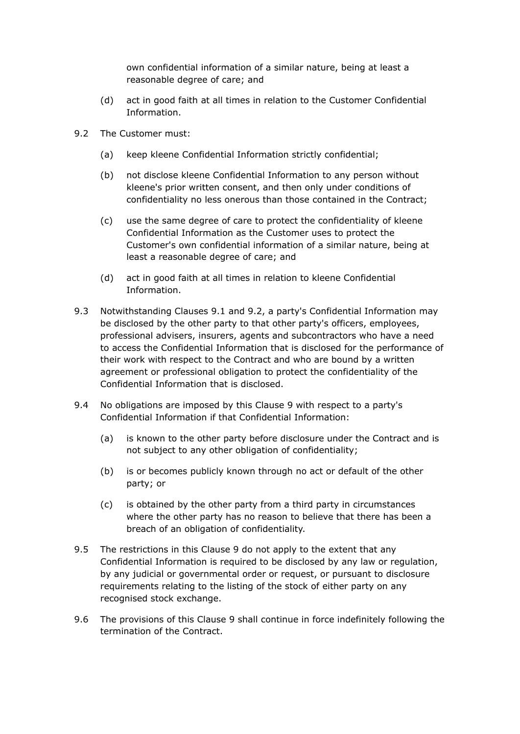own confidential information of a similar nature, being at least a reasonable degree of care; and

(d) act in good faith at all times in relation to the Customer Confidential Information.

9.2 The Customer must:

(a) keep kleene Confidential Information strictly confidential;

(b) not disclose kleene Confidential Information to any person without kleene's prior written consent, and then only under conditions of confidentiality no less onerous than those contained in the Contract;

(c) use the same degree of care to protect the confidentiality of kleene Confidential Information as the Customer uses to protect the Customer's own confidential information of a similar nature, being at least a reasonable degree of care; and

(d) act in good faith at all times in relation to kleene Confidential Information.

9.3 Notwithstanding Clauses 9.1 and 9.2, a party's Confidential Information may be disclosed by the other party to that other party's officers, employees, professional advisers, insurers, agents and subcontractors who have a need to access the Confidential Information that is disclosed for the performance of their work with respect to the Contract and who are bound by a written agreement or professional obligation to protect the confidentiality of the Confidential Information that is disclosed.

9.4 No obligations are imposed by this Clause 9 with respect to a party's Confidential Information if that Confidential Information:

(a) is known to the other party before disclosure under the Contract and is not subject to any other obligation of confidentiality;

(b) is or becomes publicly known through no act or default of the other party; or

(c) is obtained by the other party from a third party in circumstances where the other party has no reason to believe that there has been a breach of an obligation of confidentiality.

9.5 The restrictions in this Clause 9 do not apply to the extent that any Confidential Information is required to be disclosed by any law or regulation, by any judicial or governmental order or request, or pursuant to disclosure requirements relating to the listing of the stock of either party on any recognised stock exchange.

9.6 The provisions of this Clause 9 shall continue in force indefinitely following the termination of the Contract.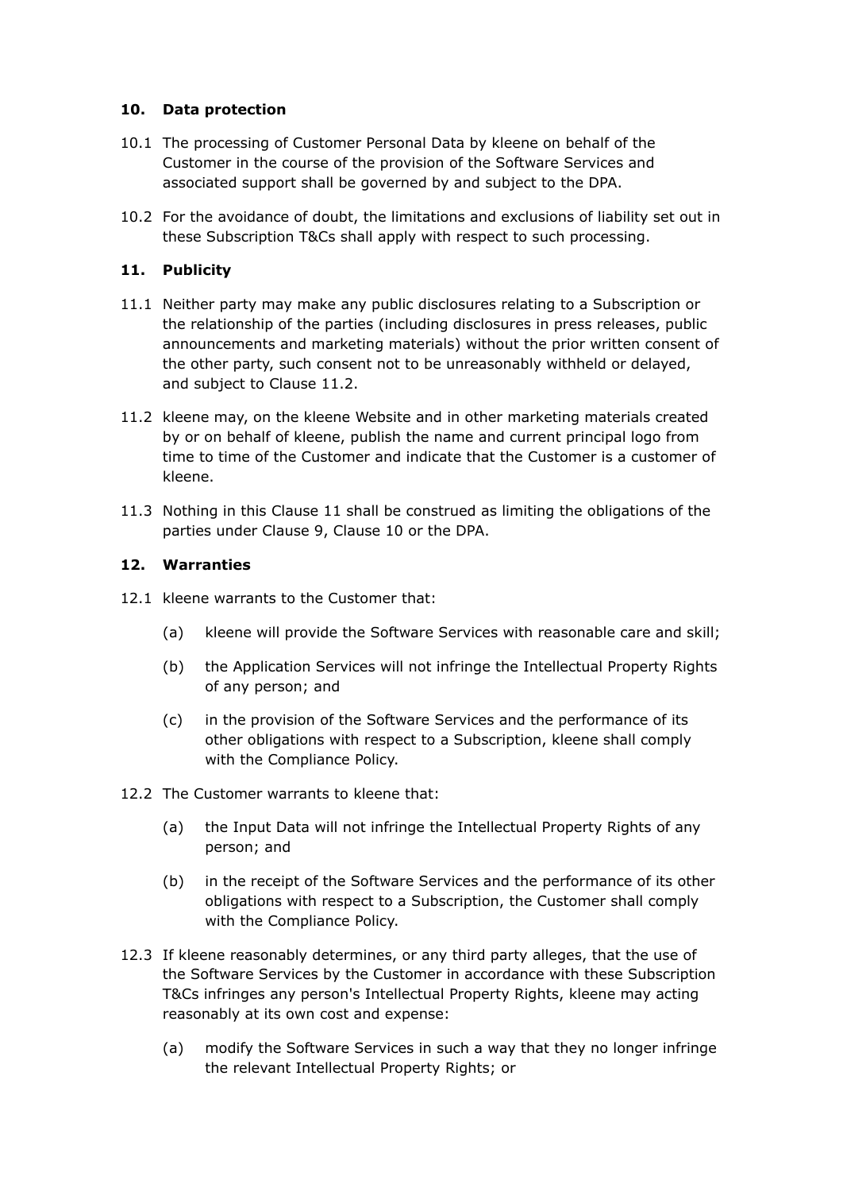## 10. Data protection

10.1 The processing of Customer Personal Data by kleene on behalf of the Customer in the course of the provision of the Software Services and associated support shall be governed by and subject to the DPA.

10.2 For the avoidance of doubt, the limitations and exclusions of liability set out in these Subscription T&Cs shall apply with respect to such processing.

## 11. Publicity

11.1 Neither party may make any public disclosures relating to a Subscription or the relationship of the parties (including disclosures in press releases, public announcements and marketing materials) without the prior written consent of the other party, such consent not to be unreasonably withheld or delayed, and subject to Clause 11.2.

11.2 kleene may, on the kleene Website and in other marketing materials created by or on behalf of kleene, publish the name and current principal logo from time to time of the Customer and indicate that the Customer is a customer of kleene.

11.3 Nothing in this Clause 11 shall be construed as limiting the obligations of the parties under Clause 9, Clause 10 or the DPA.

## 12. Warranties

12.1 kleene warrants to the Customer that:

(a) kleene will provide the Software Services with reasonable care and skill;

(b) the Application Services will not infringe the Intellectual Property Rights of any person; and

(c) in the provision of the Software Services and the performance of its other obligations with respect to a Subscription, kleene shall comply with the Compliance Policy.

12.2 The Customer warrants to kleene that:

(a) the Input Data will not infringe the Intellectual Property Rights of any person; and

(b) in the receipt of the Software Services and the performance of its other obligations with respect to a Subscription, the Customer shall comply with the Compliance Policy.

12.3 If kleene reasonably determines, or any third party alleges, that the use of the Software Services by the Customer in accordance with these Subscription T&Cs infringes any person's Intellectual Property Rights, kleene may acting reasonably at its own cost and expense:

(a) modify the Software Services in such a way that they no longer infringe the relevant Intellectual Property Rights; or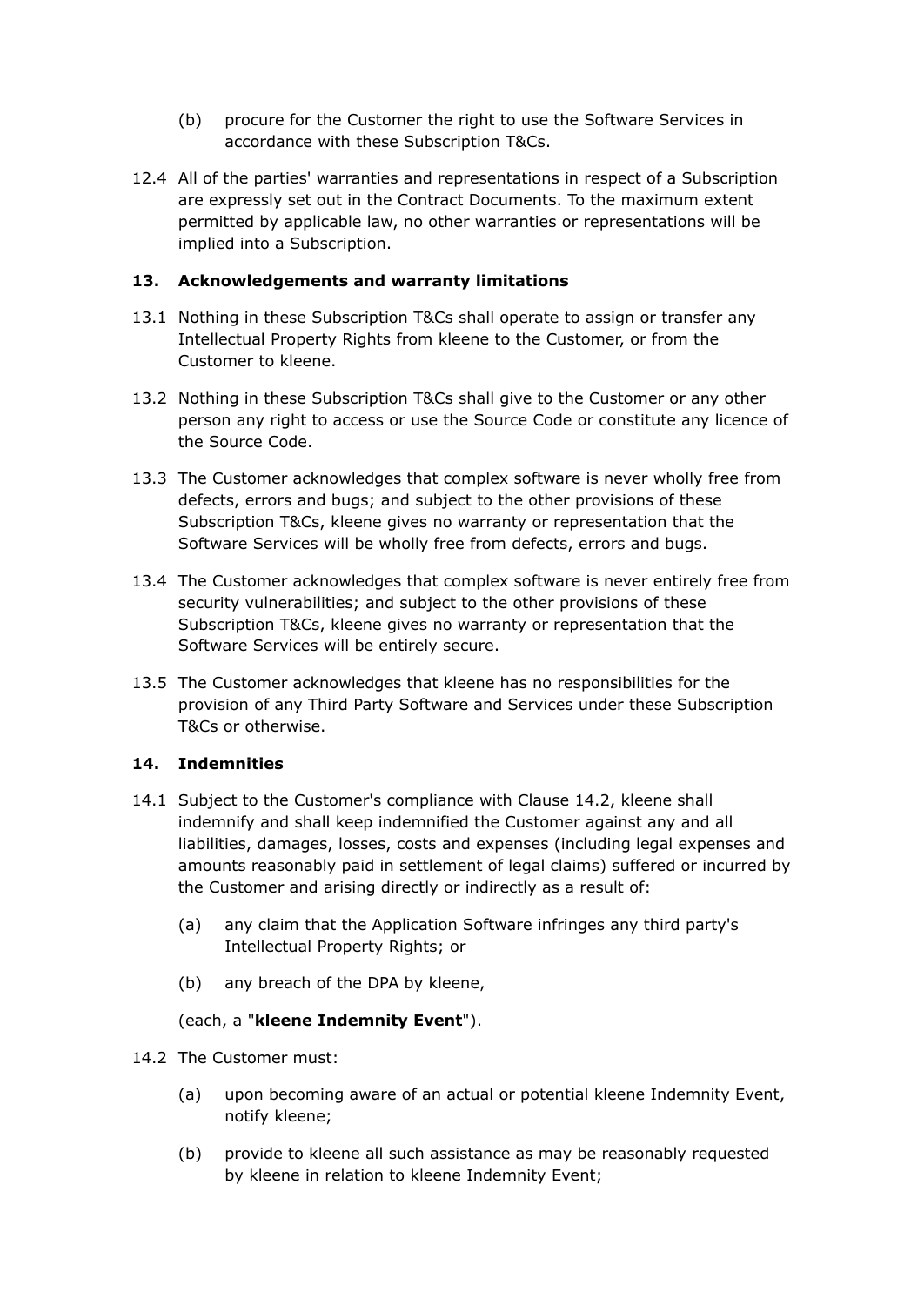(b) procure for the Customer the right to use the Software Services in accordance with these Subscription T&Cs.

12.4 All of the parties' warranties and representations in respect of a Subscription are expressly set out in the Contract Documents. To the maximum extent permitted by applicable law, no other warranties or representations will be implied into a Subscription.

## 13. Acknowledgements and warranty limitations

13.1 Nothing in these Subscription T&Cs shall operate to assign or transfer any Intellectual Property Rights from kleene to the Customer, or from the Customer to kleene.

13.2 Nothing in these Subscription T&Cs shall give to the Customer or any other person any right to access or use the Source Code or constitute any licence of the Source Code.

13.3 The Customer acknowledges that complex software is never wholly free from defects, errors and bugs; and subject to the other provisions of these Subscription T&Cs, kleene gives no warranty or representation that the Software Services will be wholly free from defects, errors and bugs.

13.4 The Customer acknowledges that complex software is never entirely free from security vulnerabilities; and subject to the other provisions of these Subscription T&Cs, kleene gives no warranty or representation that the Software Services will be entirely secure.

13.5 The Customer acknowledges that kleene has no responsibilities for the provision of any Third Party Software and Services under these Subscription T&Cs or otherwise.

## 14. Indemnities

14.1 Subject to the Customer's compliance with Clause 14.2, kleene shall indemnify and shall keep indemnified the Customer against any and all liabilities, damages, losses, costs and expenses (including legal expenses and amounts reasonably paid in settlement of legal claims) suffered or incurred by the Customer and arising directly or indirectly as a result of:

(a) any claim that the Application Software infringes any third party's Intellectual Property Rights; or

(b) any breach of the DPA by kleene,

(each, a "**kleene Indemnity Event**").

14.2 The Customer must:

(a) upon becoming aware of an actual or potential kleene Indemnity Event, notify kleene;

(b) provide to kleene all such assistance as may be reasonably requested by kleene in relation to kleene Indemnity Event;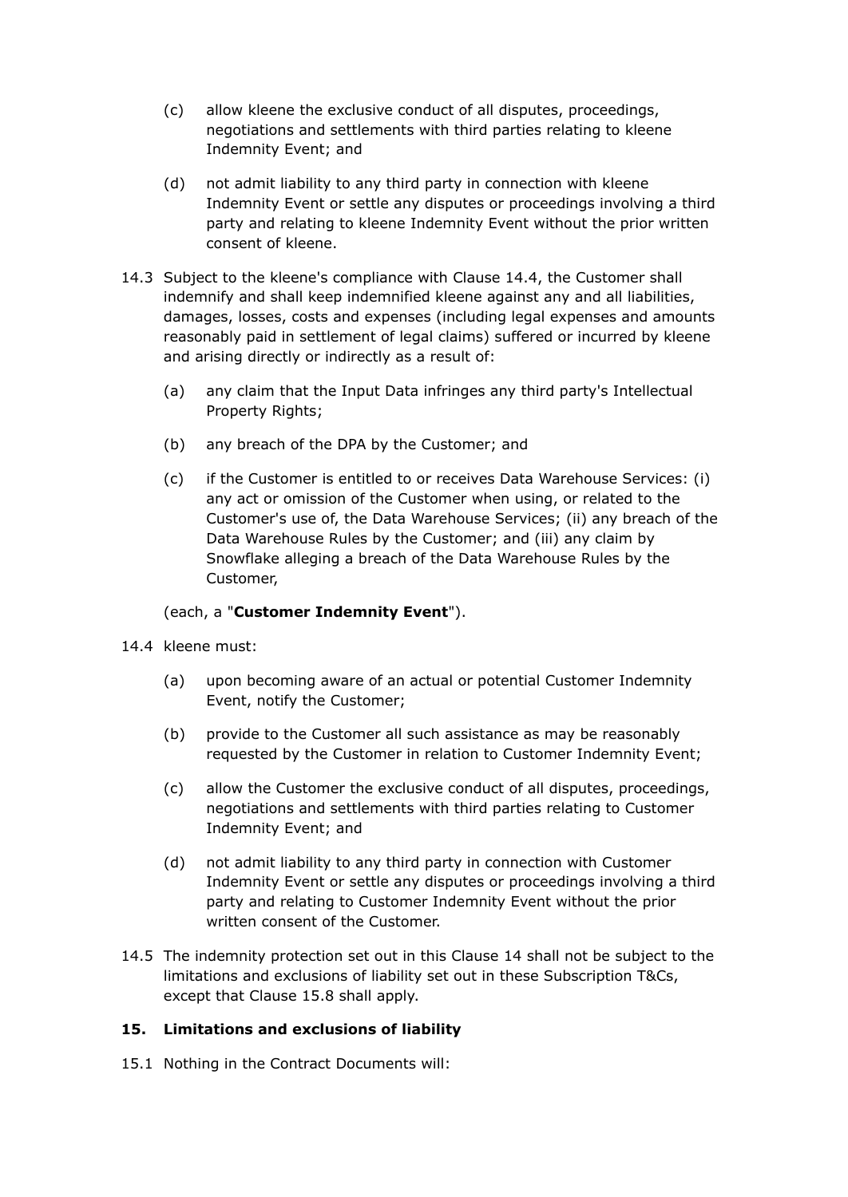(c) allow kleene the exclusive conduct of all disputes, proceedings, negotiations and settlements with third parties relating to kleene Indemnity Event; and

(d) not admit liability to any third party in connection with kleene Indemnity Event or settle any disputes or proceedings involving a third party and relating to kleene Indemnity Event without the prior written consent of kleene.

14.3 Subject to the kleene's compliance with Clause 14.4, the Customer shall indemnify and shall keep indemnified kleene against any and all liabilities, damages, losses, costs and expenses (including legal expenses and amounts reasonably paid in settlement of legal claims) suffered or incurred by kleene and arising directly or indirectly as a result of:

(a) any claim that the Input Data infringes any third party's Intellectual Property Rights;

(b) any breach of the DPA by the Customer; and

(c) if the Customer is entitled to or receives Data Warehouse Services: (i) any act or omission of the Customer when using, or related to the Customer's use of, the Data Warehouse Services; (ii) any breach of the Data Warehouse Rules by the Customer; and (iii) any claim by Snowflake alleging a breach of the Data Warehouse Rules by the Customer,

(each, a "**Customer Indemnity Event**").

14.4 kleene must:

(a) upon becoming aware of an actual or potential Customer Indemnity Event, notify the Customer;

(b) provide to the Customer all such assistance as may be reasonably requested by the Customer in relation to Customer Indemnity Event;

(c) allow the Customer the exclusive conduct of all disputes, proceedings, negotiations and settlements with third parties relating to Customer Indemnity Event; and

(d) not admit liability to any third party in connection with Customer Indemnity Event or settle any disputes or proceedings involving a third party and relating to Customer Indemnity Event without the prior written consent of the Customer.

14.5 The indemnity protection set out in this Clause 14 shall not be subject to the limitations and exclusions of liability set out in these Subscription T&Cs, except that Clause 15.8 shall apply.

## 15. Limitations and exclusions of liability

15.1 Nothing in the Contract Documents will: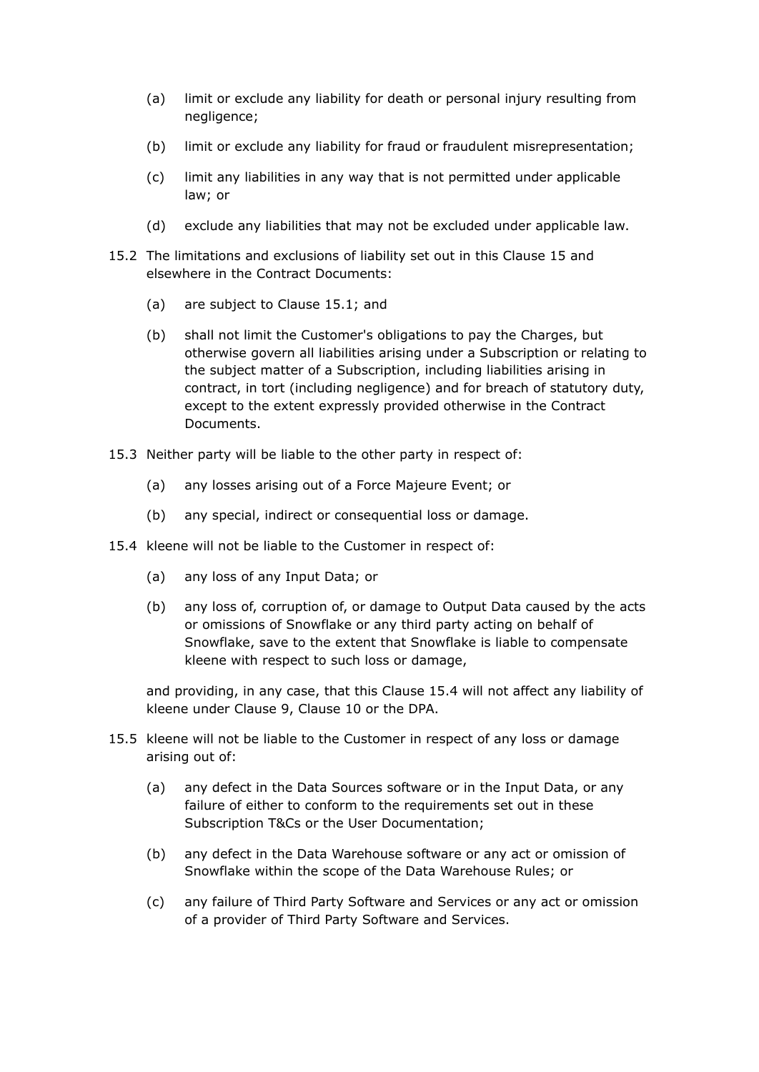(a) limit or exclude any liability for death or personal injury resulting from negligence;

(b) limit or exclude any liability for fraud or fraudulent misrepresentation;

(c) limit any liabilities in any way that is not permitted under applicable law; or

(d) exclude any liabilities that may not be excluded under applicable law.

15.2 The limitations and exclusions of liability set out in this Clause 15 and elsewhere in the Contract Documents:

(a) are subject to Clause 15.1; and

(b) shall not limit the Customer's obligations to pay the Charges, but otherwise govern all liabilities arising under a Subscription or relating to the subject matter of a Subscription, including liabilities arising in contract, in tort (including negligence) and for breach of statutory duty, except to the extent expressly provided otherwise in the Contract Documents.

15.3 Neither party will be liable to the other party in respect of:

(a) any losses arising out of a Force Majeure Event; or

(b) any special, indirect or consequential loss or damage.

15.4 kleene will not be liable to the Customer in respect of:

(a) any loss of any Input Data; or

(b) any loss of, corruption of, or damage to Output Data caused by the acts or omissions of Snowflake or any third party acting on behalf of Snowflake, save to the extent that Snowflake is liable to compensate kleene with respect to such loss or damage,

and providing, in any case, that this Clause 15.4 will not affect any liability of kleene under Clause 9, Clause 10 or the DPA.

15.5 kleene will not be liable to the Customer in respect of any loss or damage arising out of:

(a) any defect in the Data Sources software or in the Input Data, or any failure of either to conform to the requirements set out in these Subscription T&Cs or the User Documentation;

(b) any defect in the Data Warehouse software or any act or omission of Snowflake within the scope of the Data Warehouse Rules; or

(c) any failure of Third Party Software and Services or any act or omission of a provider of Third Party Software and Services.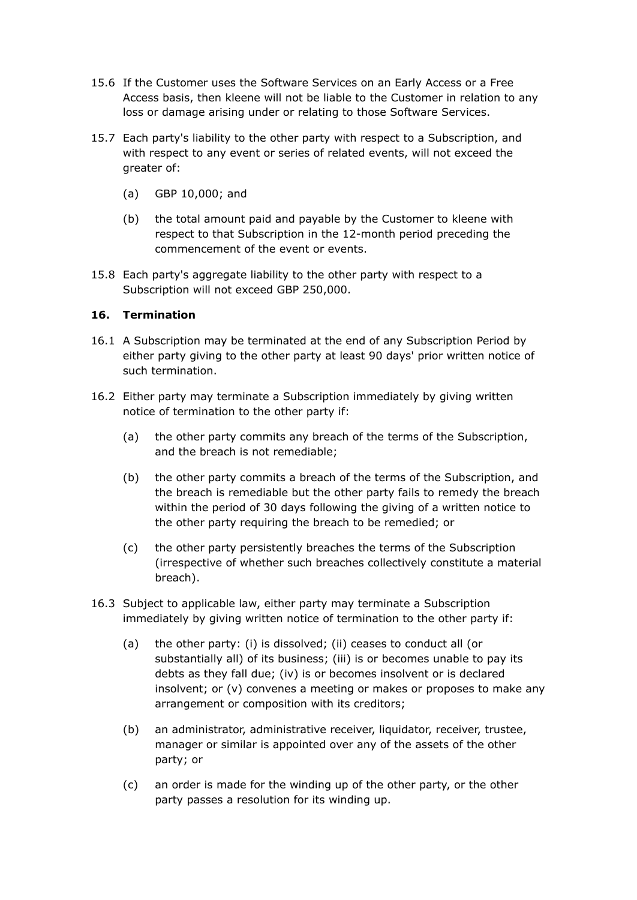15.6 If the Customer uses the Software Services on an Early Access or a Free Access basis, then kleene will not be liable to the Customer in relation to any loss or damage arising under or relating to those Software Services.

15.7 Each party's liability to the other party with respect to a Subscription, and with respect to any event or series of related events, will not exceed the greater of:

(a) GBP 10,000; and

(b) the total amount paid and payable by the Customer to kleene with respect to that Subscription in the 12-month period preceding the commencement of the event or events.

15.8 Each party's aggregate liability to the other party with respect to a Subscription will not exceed GBP 250,000.

## 16. Termination

16.1 A Subscription may be terminated at the end of any Subscription Period by either party giving to the other party at least 90 days' prior written notice of such termination.

16.2 Either party may terminate a Subscription immediately by giving written notice of termination to the other party if:

(a) the other party commits any breach of the terms of the Subscription, and the breach is not remediable;

(b) the other party commits a breach of the terms of the Subscription, and the breach is remediable but the other party fails to remedy the breach within the period of 30 days following the giving of a written notice to the other party requiring the breach to be remedied; or

(c) the other party persistently breaches the terms of the Subscription (irrespective of whether such breaches collectively constitute a material breach).

16.3 Subject to applicable law, either party may terminate a Subscription immediately by giving written notice of termination to the other party if:

(a) the other party: (i) is dissolved; (ii) ceases to conduct all (or substantially all) of its business; (iii) is or becomes unable to pay its debts as they fall due; (iv) is or becomes insolvent or is declared insolvent; or (v) convenes a meeting or makes or proposes to make any arrangement or composition with its creditors;

(b) an administrator, administrative receiver, liquidator, receiver, trustee, manager or similar is appointed over any of the assets of the other party; or

(c) an order is made for the winding up of the other party, or the other party passes a resolution for its winding up.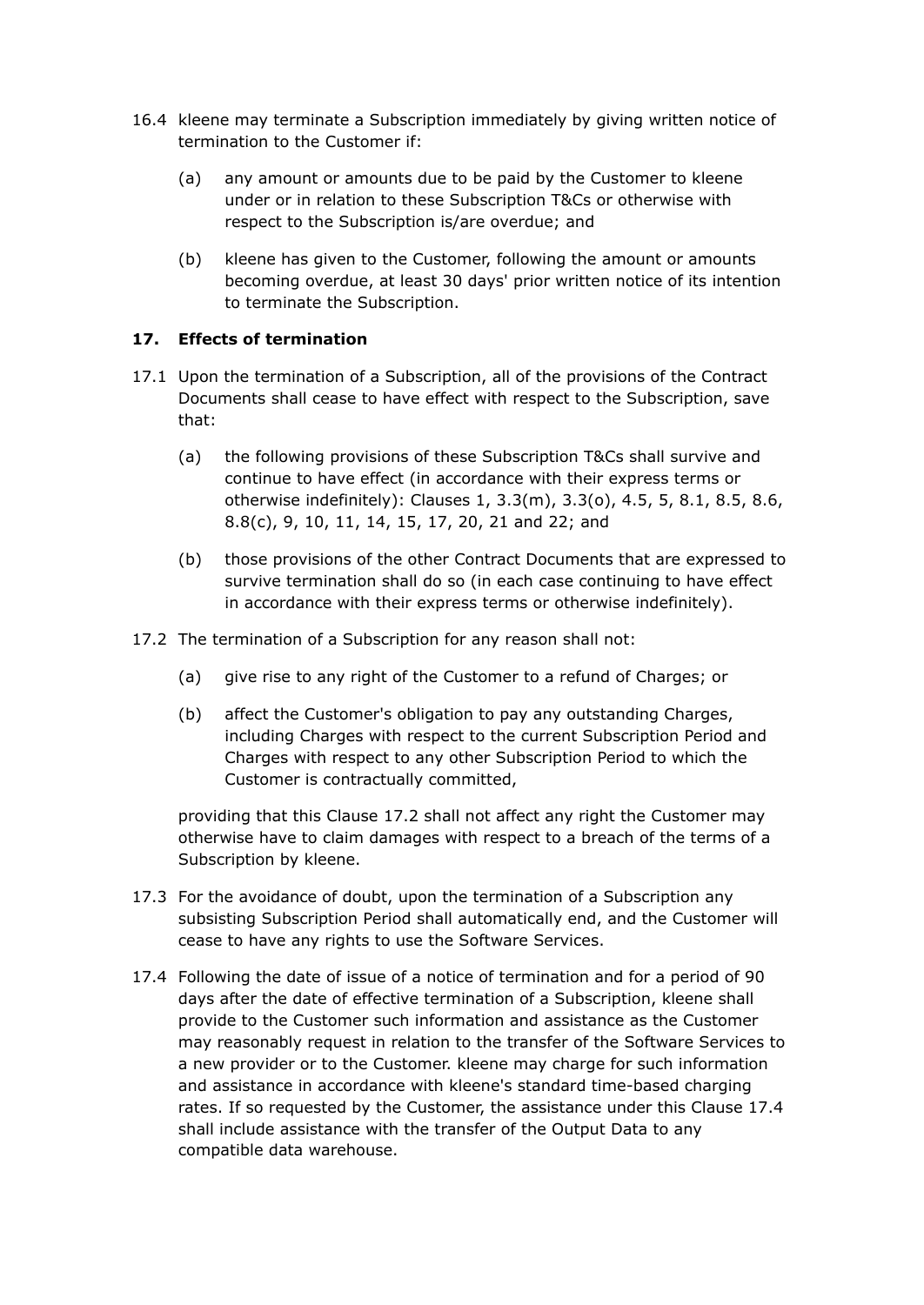16.4 kleene may terminate a Subscription immediately by giving written notice of termination to the Customer if:

(a) any amount or amounts due to be paid by the Customer to kleene under or in relation to these Subscription T&Cs or otherwise with respect to the Subscription is/are overdue; and

(b) kleene has given to the Customer, following the amount or amounts becoming overdue, at least 30 days' prior written notice of its intention to terminate the Subscription.

## 17. Effects of termination

17.1 Upon the termination of a Subscription, all of the provisions of the Contract Documents shall cease to have effect with respect to the Subscription, save that:

(a) the following provisions of these Subscription T&Cs shall survive and continue to have effect (in accordance with their express terms or otherwise indefinitely): Clauses 1, 3.3(m), 3.3(o), 4.5, 5, 8.1, 8.5, 8.6, 8.8(c), 9, 10, 11, 14, 15, 17, 20, 21 and 22; and

(b) those provisions of the other Contract Documents that are expressed to survive termination shall do so (in each case continuing to have effect in accordance with their express terms or otherwise indefinitely).

17.2 The termination of a Subscription for any reason shall not:

(a) give rise to any right of the Customer to a refund of Charges; or

(b) affect the Customer's obligation to pay any outstanding Charges, including Charges with respect to the current Subscription Period and Charges with respect to any other Subscription Period to which the Customer is contractually committed,

providing that this Clause 17.2 shall not affect any right the Customer may otherwise have to claim damages with respect to a breach of the terms of a Subscription by kleene.

17.3 For the avoidance of doubt, upon the termination of a Subscription any subsisting Subscription Period shall automatically end, and the Customer will cease to have any rights to use the Software Services.

17.4 Following the date of issue of a notice of termination and for a period of 90 days after the date of effective termination of a Subscription, kleene shall provide to the Customer such information and assistance as the Customer may reasonably request in relation to the transfer of the Software Services to a new provider or to the Customer. kleene may charge for such information and assistance in accordance with kleene's standard time-based charging rates. If so requested by the Customer, the assistance under this Clause 17.4 shall include assistance with the transfer of the Output Data to any compatible data warehouse.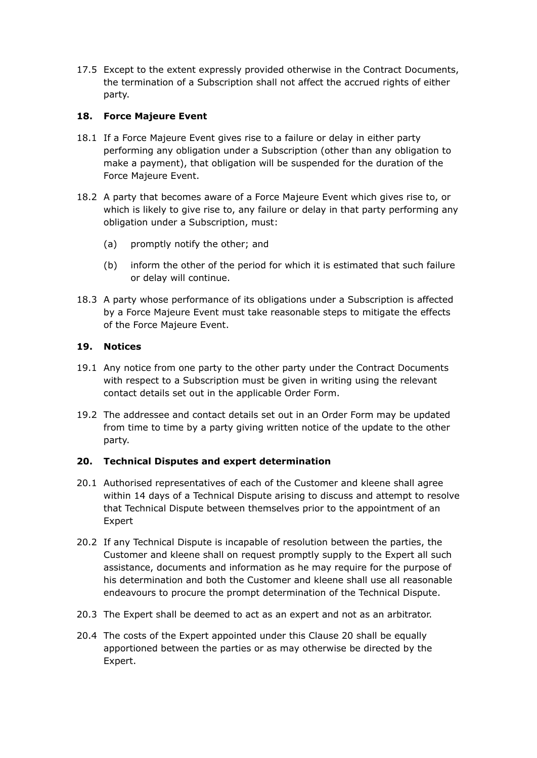17.5 Except to the extent expressly provided otherwise in the Contract Documents, the termination of a Subscription shall not affect the accrued rights of either party.

## 18. Force Majeure Event

18.1 If a Force Majeure Event gives rise to a failure or delay in either party performing any obligation under a Subscription (other than any obligation to make a payment), that obligation will be suspended for the duration of the Force Majeure Event.

18.2 A party that becomes aware of a Force Majeure Event which gives rise to, or which is likely to give rise to, any failure or delay in that party performing any obligation under a Subscription, must:

(a) promptly notify the other; and

(b) inform the other of the period for which it is estimated that such failure or delay will continue.

18.3 A party whose performance of its obligations under a Subscription is affected by a Force Majeure Event must take reasonable steps to mitigate the effects of the Force Majeure Event.

## 19. Notices

19.1 Any notice from one party to the other party under the Contract Documents with respect to a Subscription must be given in writing using the relevant contact details set out in the applicable Order Form.

19.2 The addressee and contact details set out in an Order Form may be updated from time to time by a party giving written notice of the update to the other party.

## 20. Technical Disputes and expert determination

20.1 Authorised representatives of each of the Customer and kleene shall agree within 14 days of a Technical Dispute arising to discuss and attempt to resolve that Technical Dispute between themselves prior to the appointment of an Expert

20.2 If any Technical Dispute is incapable of resolution between the parties, the Customer and kleene shall on request promptly supply to the Expert all such assistance, documents and information as he may require for the purpose of his determination and both the Customer and kleene shall use all reasonable endeavours to procure the prompt determination of the Technical Dispute.

20.3 The Expert shall be deemed to act as an expert and not as an arbitrator.

20.4 The costs of the Expert appointed under this Clause 20 shall be equally apportioned between the parties or as may otherwise be directed by the Expert.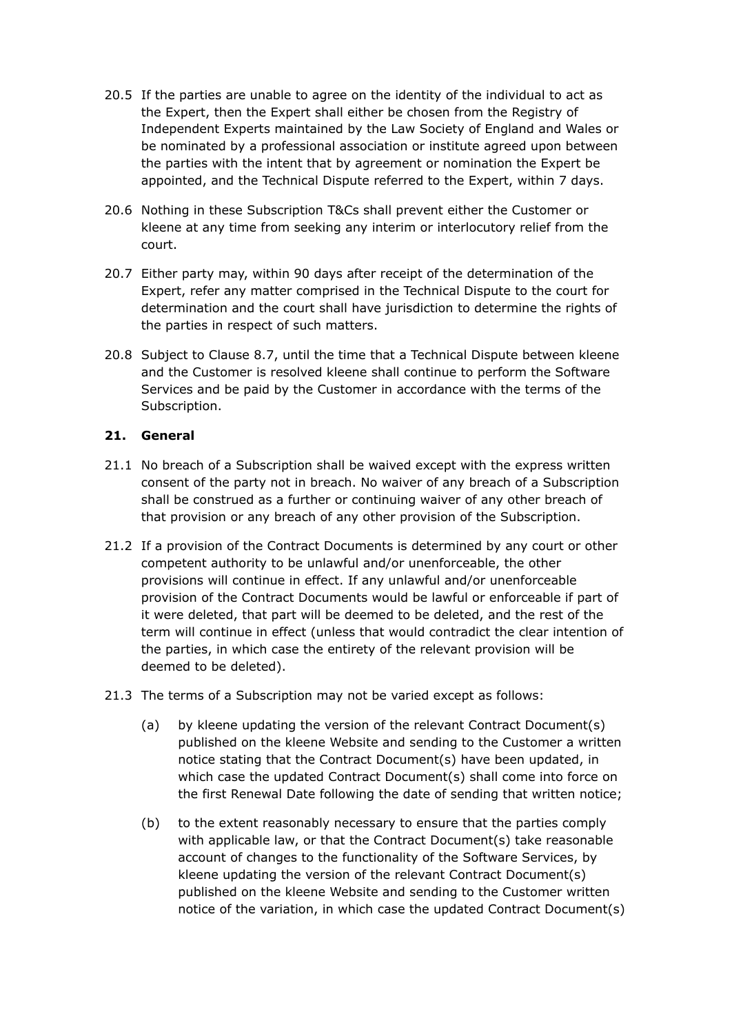20.5 If the parties are unable to agree on the identity of the individual to act as the Expert, then the Expert shall either be chosen from the Registry of Independent Experts maintained by the Law Society of England and Wales or be nominated by a professional association or institute agreed upon between the parties with the intent that by agreement or nomination the Expert be appointed, and the Technical Dispute referred to the Expert, within 7 days.

20.6 Nothing in these Subscription T&Cs shall prevent either the Customer or kleene at any time from seeking any interim or interlocutory relief from the court.

20.7 Either party may, within 90 days after receipt of the determination of the Expert, refer any matter comprised in the Technical Dispute to the court for determination and the court shall have jurisdiction to determine the rights of the parties in respect of such matters.

20.8 Subject to Clause 8.7, until the time that a Technical Dispute between kleene and the Customer is resolved kleene shall continue to perform the Software Services and be paid by the Customer in accordance with the terms of the Subscription.

## 21. General

21.1 No breach of a Subscription shall be waived except with the express written consent of the party not in breach. No waiver of any breach of a Subscription shall be construed as a further or continuing waiver of any other breach of that provision or any breach of any other provision of the Subscription.

21.2 If a provision of the Contract Documents is determined by any court or other competent authority to be unlawful and/or unenforceable, the other provisions will continue in effect. If any unlawful and/or unenforceable provision of the Contract Documents would be lawful or enforceable if part of it were deleted, that part will be deemed to be deleted, and the rest of the term will continue in effect (unless that would contradict the clear intention of the parties, in which case the entirety of the relevant provision will be deemed to be deleted).

21.3 The terms of a Subscription may not be varied except as follows:

(a) by kleene updating the version of the relevant Contract Document(s) published on the kleene Website and sending to the Customer a written notice stating that the Contract Document(s) have been updated, in which case the updated Contract Document(s) shall come into force on the first Renewal Date following the date of sending that written notice;

(b) to the extent reasonably necessary to ensure that the parties comply with applicable law, or that the Contract Document(s) take reasonable account of changes to the functionality of the Software Services, by kleene updating the version of the relevant Contract Document(s) published on the kleene Website and sending to the Customer written notice of the variation, in which case the updated Contract Document(s)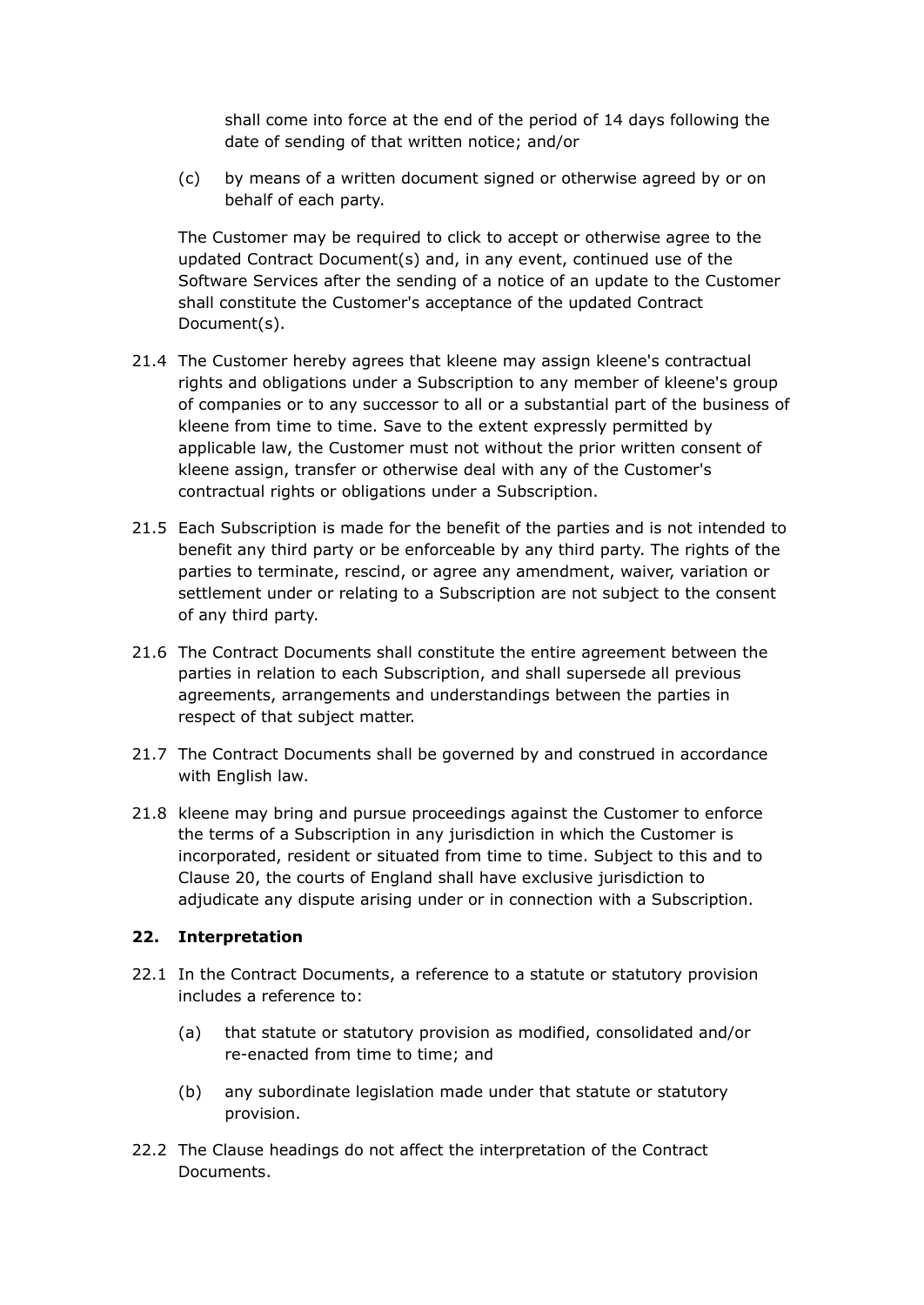shall come into force at the end of the period of 14 days following the date of sending of that written notice; and/or

(c) by means of a written document signed or otherwise agreed by or on behalf of each party.

The Customer may be required to click to accept or otherwise agree to the updated Contract Document(s) and, in any event, continued use of the Software Services after the sending of a notice of an update to the Customer shall constitute the Customer's acceptance of the updated Contract Document(s).

21.4 The Customer hereby agrees that kleene may assign kleene's contractual rights and obligations under a Subscription to any member of kleene's group of companies or to any successor to all or a substantial part of the business of kleene from time to time. Save to the extent expressly permitted by applicable law, the Customer must not without the prior written consent of kleene assign, transfer or otherwise deal with any of the Customer's contractual rights or obligations under a Subscription.

21.5 Each Subscription is made for the benefit of the parties and is not intended to benefit any third party or be enforceable by any third party. The rights of the parties to terminate, rescind, or agree any amendment, waiver, variation or settlement under or relating to a Subscription are not subject to the consent of any third party.

21.6 The Contract Documents shall constitute the entire agreement between the parties in relation to each Subscription, and shall supersede all previous agreements, arrangements and understandings between the parties in respect of that subject matter.

21.7 The Contract Documents shall be governed by and construed in accordance with English law.

21.8 kleene may bring and pursue proceedings against the Customer to enforce the terms of a Subscription in any jurisdiction in which the Customer is incorporated, resident or situated from time to time. Subject to this and to Clause 20, the courts of England shall have exclusive jurisdiction to adjudicate any dispute arising under or in connection with a Subscription.

## 22. Interpretation

22.1 In the Contract Documents, a reference to a statute or statutory provision includes a reference to:

(a) that statute or statutory provision as modified, consolidated and/or re-enacted from time to time; and

(b) any subordinate legislation made under that statute or statutory provision.

22.2 The Clause headings do not affect the interpretation of the Contract Documents.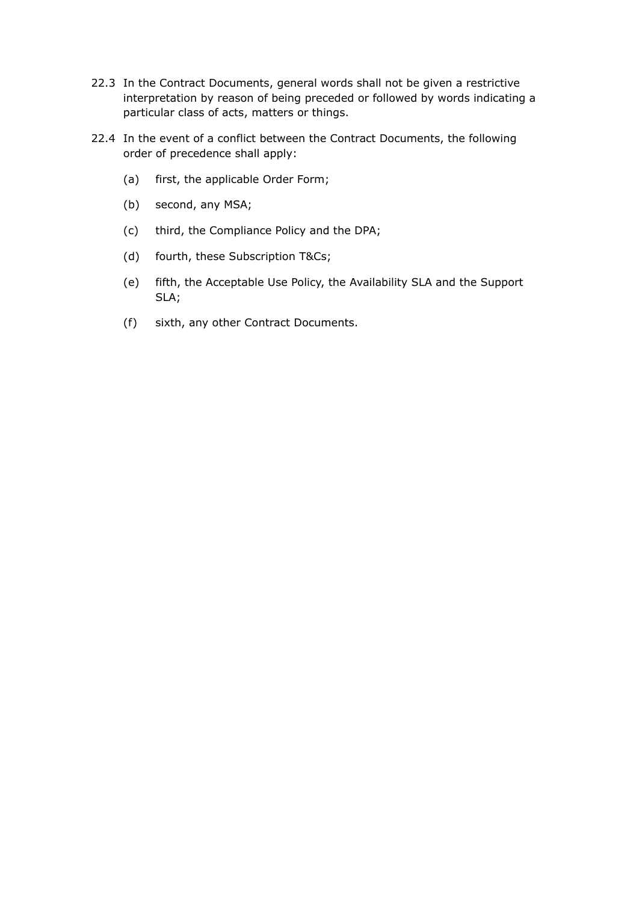22.3 In the Contract Documents, general words shall not be given a restrictive interpretation by reason of being preceded or followed by words indicating a particular class of acts, matters or things.

22.4 In the event of a conflict between the Contract Documents, the following order of precedence shall apply:

(a) first, the applicable Order Form;

(b) second, any MSA;

(c) third, the Compliance Policy and the DPA;

(d) fourth, these Subscription T&Cs;

(e) fifth, the Acceptable Use Policy, the Availability SLA and the Support SLA;

(f) sixth, any other Contract Documents.